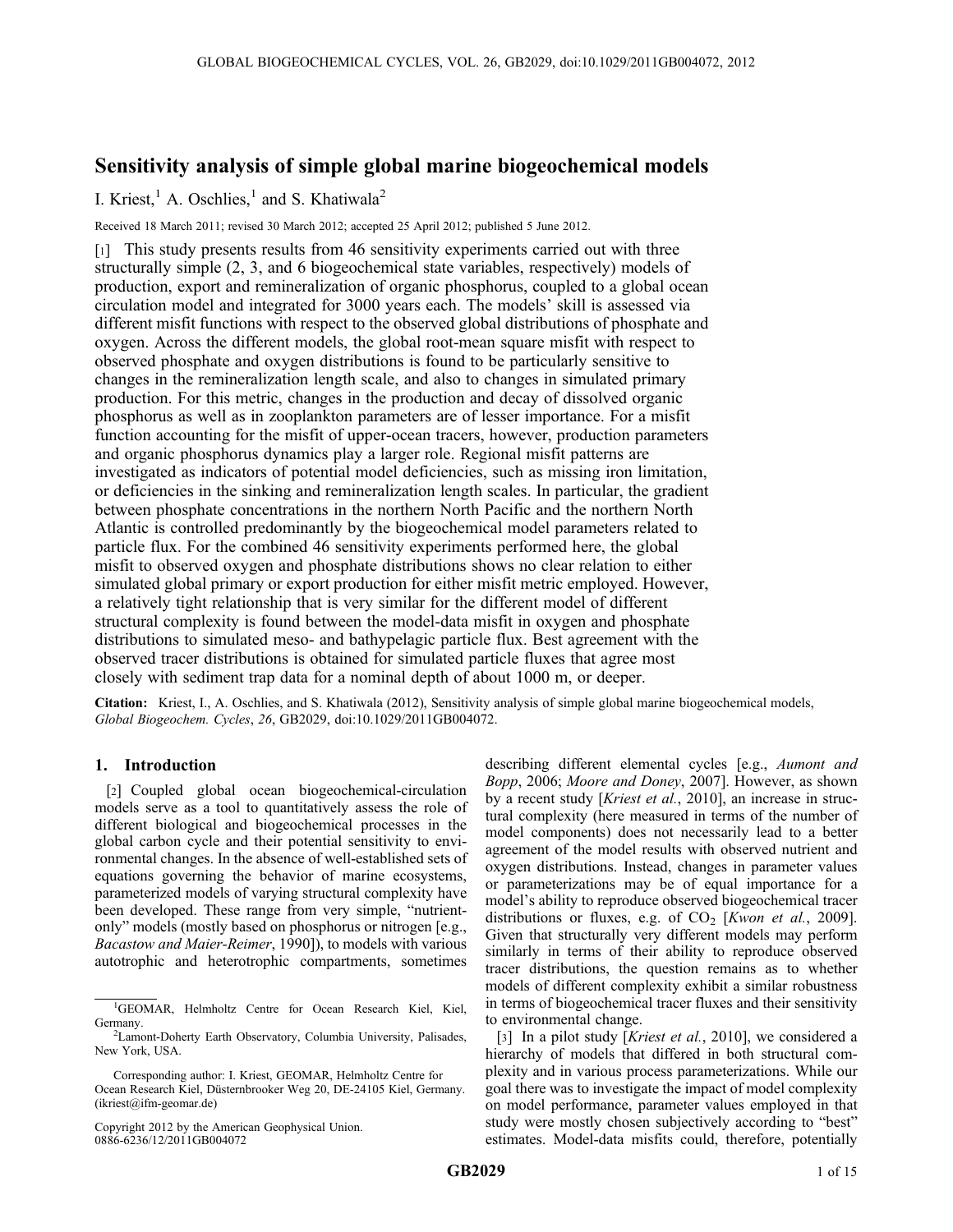# Sensitivity analysis of simple global marine biogeochemical models

I. Kriest,[1] A. Oschlies,[1] and S. Khatiwala[2]

Received 18 March 2011; revised 30 March 2012; accepted 25 April 2012; published 5 June 2012.

[1] This study presents results from 46 sensitivity experiments carried out with three structurally simple (2, 3, and 6 biogeochemical state variables, respectively) models of production, export and remineralization of organic phosphorus, coupled to a global ocean circulation model and integrated for 3000 years each. The models' skill is assessed via different misfit functions with respect to the observed global distributions of phosphate and oxygen. Across the different models, the global root-mean square misfit with respect to observed phosphate and oxygen distributions is found to be particularly sensitive to changes in the remineralization length scale, and also to changes in simulated primary production. For this metric, changes in the production and decay of dissolved organic phosphorus as well as in zooplankton parameters are of lesser importance. For a misfit function accounting for the misfit of upper-ocean tracers, however, production parameters and organic phosphorus dynamics play a larger role. Regional misfit patterns are investigated as indicators of potential model deficiencies, such as missing iron limitation, or deficiencies in the sinking and remineralization length scales. In particular, the gradient between phosphate concentrations in the northern North Pacific and the northern North Atlantic is controlled predominantly by the biogeochemical model parameters related to particle flux. For the combined 46 sensitivity experiments performed here, the global misfit to observed oxygen and phosphate distributions shows no clear relation to either simulated global primary or export production for either misfit metric employed. However, a relatively tight relationship that is very similar for the different model of different structural complexity is found between the model-data misfit in oxygen and phosphate distributions to simulated meso- and bathypelagic particle flux. Best agreement with the observed tracer distributions is obtained for simulated particle fluxes that agree most closely with sediment trap data for a nominal depth of about 1000 m, or deeper.

**Citation:** Kriest, I., A. Oschlies, and S. Khatiwala (2012), Sensitivity analysis of simple global marine biogeochemical models, *Global Biogeochem. Cycles*, *26*, GB2029, doi:10.1029/2011GB004072.

## 1. Introduction

[2] Coupled global ocean biogeochemical-circulation models serve as a tool to quantitatively assess the role of different biological and biogeochemical processes in the global carbon cycle and their potential sensitivity to environmental changes. In the absence of well-established sets of equations governing the behavior of marine ecosystems, parameterized models of varying structural complexity have been developed. These range from very simple, "nutrient-only" models (mostly based on phosphorus or nitrogen [e.g., *Bacastow and Maier-Reimer*, 1990]), to models with various autotrophic and heterotrophic compartments, sometimes describing different elemental cycles [e.g., *Aumont and Bopp*, 2006; *Moore and Doney*, 2007]. However, as shown by a recent study [*Kriest et al.*, 2010], an increase in structural complexity (here measured in terms of the number of model components) does not necessarily lead to a better agreement of the model results with observed nutrient and oxygen distributions. Instead, changes in parameter values or parameterizations may be of equal importance for a model's ability to reproduce observed biogeochemical tracer distributions or fluxes, e.g. of $CO_2$ [*Kwon et al.*, 2009]. Given that structurally very different models may perform similarly in terms of their ability to reproduce observed tracer distributions, the question remains as to whether models of different complexity exhibit a similar robustness in terms of biogeochemical tracer fluxes and their sensitivity to environmental change.

[3] In a pilot study [*Kriest et al.*, 2010], we considered a hierarchy of models that differed in both structural complexity and in various process parameterizations. While our goal there was to investigate the impact of model complexity on model performance, parameter values employed in that study were mostly chosen subjectively according to "best" estimates. Model-data misfits could, therefore, potentially

---

[1] GEOMAR, Helmholtz Centre for Ocean Research Kiel, Kiel, Germany.

[2] Lamont-Doherty Earth Observatory, Columbia University, Palisades, New York, USA.

Corresponding author: I. Kriest, GEOMAR, Helmholtz Centre for Ocean Research Kiel, Düsternbrooker Weg 20, DE-24105 Kiel, Germany. (ikriest@ifm-geomar.de)

Copyright 2012 by the American Geophysical Union.
0886-6236/12/2011GB004072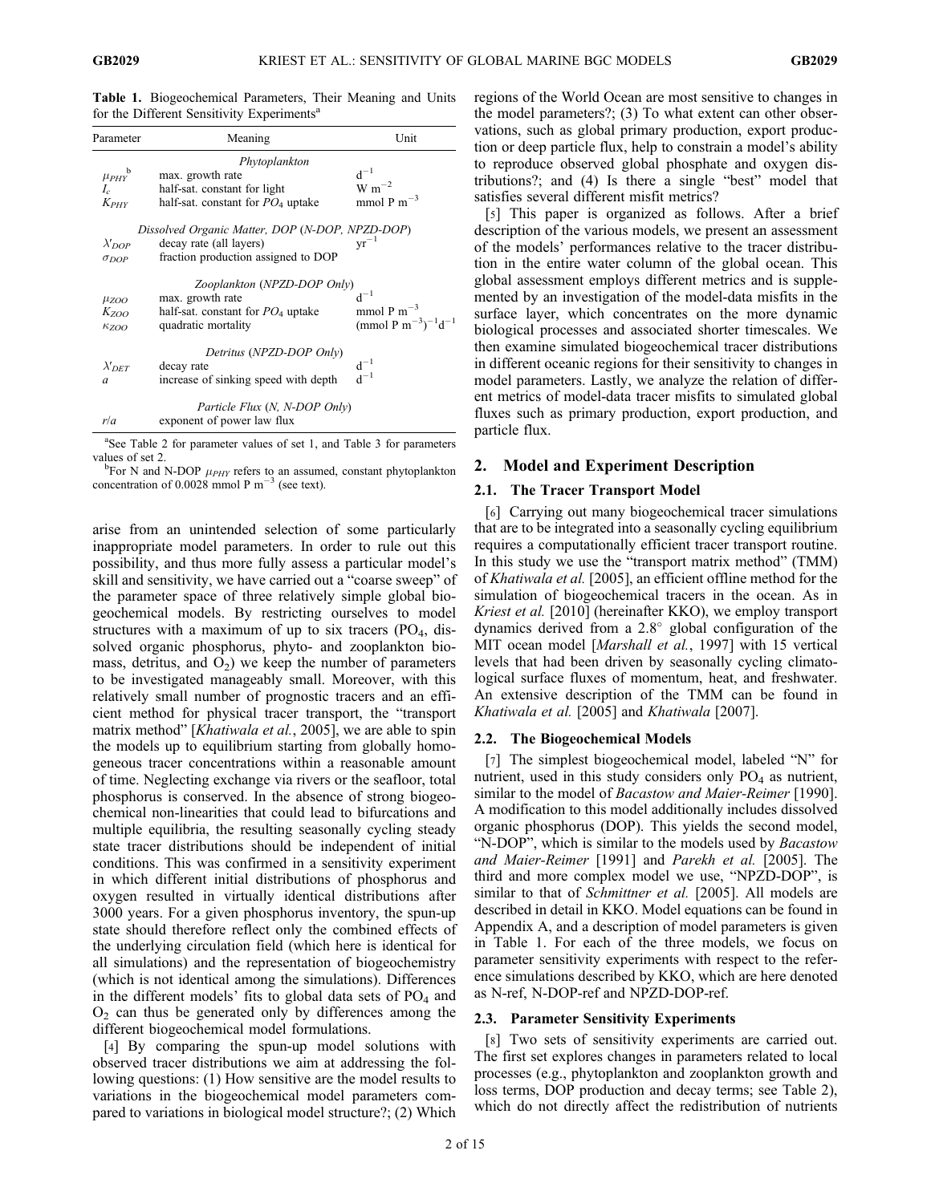**Table 1.** Biogeochemical Parameters, Their Meaning and Units for the Different Sensitivity Experiments[a]

| Parameter | Meaning | Unit |
|---|---|---|
| | *Phytoplankton* | |
| $\mu_{PHY}$[b] | max. growth rate | $d^{-1}$ |
| $I_c$ | half-sat. constant for light | $W\ m^{-2}$ |
| $K_{PHY}$ | half-sat. constant for $PO_4$ uptake | $mmol\ P\ m^{-3}$ |
| | *Dissolved Organic Matter, DOP (N-DOP, NPZD-DOP)* | |
| $\lambda'_{DOP}$ | decay rate (all layers) | $yr^{-1}$ |
| $\sigma_{DOP}$ | fraction production assigned to DOP | |
| | *Zooplankton (NPZD-DOP Only)* | |
| $\mu_{ZOO}$ | max. growth rate | $d^{-1}$ |
| $K_{ZOO}$ | half-sat. constant for $PO_4$ uptake | $mmol\ P\ m^{-3}$ |
| $\kappa_{ZOO}$ | quadratic mortality | $(mmol\ P\ m^{-3})^{-1} d^{-1}$ |
| | *Detritus (NPZD-DOP Only)* | |
| $\lambda'_{DET}$ | decay rate | $d^{-1}$ |
| $a$ | increase of sinking speed with depth | $d^{-1}$ |
| | *Particle Flux (N, N-DOP Only)* | |
| $r/a$ | exponent of power law flux | |

[a]See Table 2 for parameter values of set 1, and Table 3 for parameters values of set 2.
[b]For N and N-DOP $\mu_{PHY}$ refers to an assumed, constant phytoplankton concentration of 0.0028 mmol P $m^{-3}$ (see text).

arise from an unintended selection of some particularly inappropriate model parameters. In order to rule out this possibility, and thus more fully assess a particular model's skill and sensitivity, we have carried out a "coarse sweep" of the parameter space of three relatively simple global biogeochemical models. By restricting ourselves to model structures with a maximum of up to six tracers ($PO_4$, dissolved organic phosphorus, phyto- and zooplankton biomass, detritus, and $O_2$) we keep the number of parameters to be investigated manageably small. Moreover, with this relatively small number of prognostic tracers and an efficient method for physical tracer transport, the "transport matrix method" [*Khatiwala et al.*, 2005], we are able to spin the models up to equilibrium starting from globally homogeneous tracer concentrations within a reasonable amount of time. Neglecting exchange via rivers or the seafloor, total phosphorus is conserved. In the absence of strong biogeochemical non-linearities that could lead to bifurcations and multiple equilibria, the resulting seasonally cycling steady state tracer distributions should be independent of initial conditions. This was confirmed in a sensitivity experiment in which different initial distributions of phosphorus and oxygen resulted in virtually identical distributions after 3000 years. For a given phosphorus inventory, the spun-up state should therefore reflect only the combined effects of the underlying circulation field (which here is identical for all simulations) and the representation of biogeochemistry (which is not identical among the simulations). Differences in the different models' fits to global data sets of $PO_4$ and $O_2$ can thus be generated only by differences among the different biogeochemical model formulations.

[4] By comparing the spun-up model solutions with observed tracer distributions we aim at addressing the following questions: (1) How sensitive are the model results to variations in the biogeochemical model parameters compared to variations in biological model structure?; (2) Which regions of the World Ocean are most sensitive to changes in the model parameters?; (3) To what extent can other observations, such as global primary production, export production or deep particle flux, help to constrain a model's ability to reproduce observed global phosphate and oxygen distributions?; and (4) Is there a single "best" model that satisfies several different misfit metrics?

[5] This paper is organized as follows. After a brief description of the various models, we present an assessment of the models' performances relative to the tracer distribution in the entire water column of the global ocean. This global assessment employs different metrics and is supplemented by an investigation of the model-data misfits in the surface layer, which concentrates on the more dynamic biological processes and associated shorter timescales. We then examine simulated biogeochemical tracer distributions in different oceanic regions for their sensitivity to changes in model parameters. Lastly, we analyze the relation of different metrics of model-data tracer misfits to simulated global fluxes such as primary production, export production, and particle flux.

## 2. Model and Experiment Description

### 2.1. The Tracer Transport Model

[6] Carrying out many biogeochemical tracer simulations that are to be integrated into a seasonally cycling equilibrium requires a computationally efficient tracer transport routine. In this study we use the "transport matrix method" (TMM) of *Khatiwala et al.* [2005], an efficient offline method for the simulation of biogeochemical tracers in the ocean. As in *Kriest et al.* [2010] (hereinafter KKO), we employ transport dynamics derived from a 2.8° global configuration of the MIT ocean model [*Marshall et al.*, 1997] with 15 vertical levels that had been driven by seasonally cycling climatological surface fluxes of momentum, heat, and freshwater. An extensive description of the TMM can be found in *Khatiwala et al.* [2005] and *Khatiwala* [2007].

### 2.2. The Biogeochemical Models

[7] The simplest biogeochemical model, labeled "N" for nutrient, used in this study considers only $PO_4$ as nutrient, similar to the model of *Bacastow and Maier-Reimer* [1990]. A modification to this model additionally includes dissolved organic phosphorus (DOP). This yields the second model, "N-DOP", which is similar to the models used by *Bacastow and Maier-Reimer* [1991] and *Parekh et al.* [2005]. The third and more complex model we use, "NPZD-DOP", is similar to that of *Schmittner et al.* [2005]. All models are described in detail in KKO. Model equations can be found in Appendix A, and a description of model parameters is given in Table 1. For each of the three models, we focus on parameter sensitivity experiments with respect to the reference simulations described by KKO, which are here denoted as N-ref, N-DOP-ref and NPZD-DOP-ref.

### 2.3. Parameter Sensitivity Experiments

[8] Two sets of sensitivity experiments are carried out. The first set explores changes in parameters related to local processes (e.g., phytoplankton and zooplankton growth and loss terms, DOP production and decay terms; see Table 2), which do not directly affect the redistribution of nutrients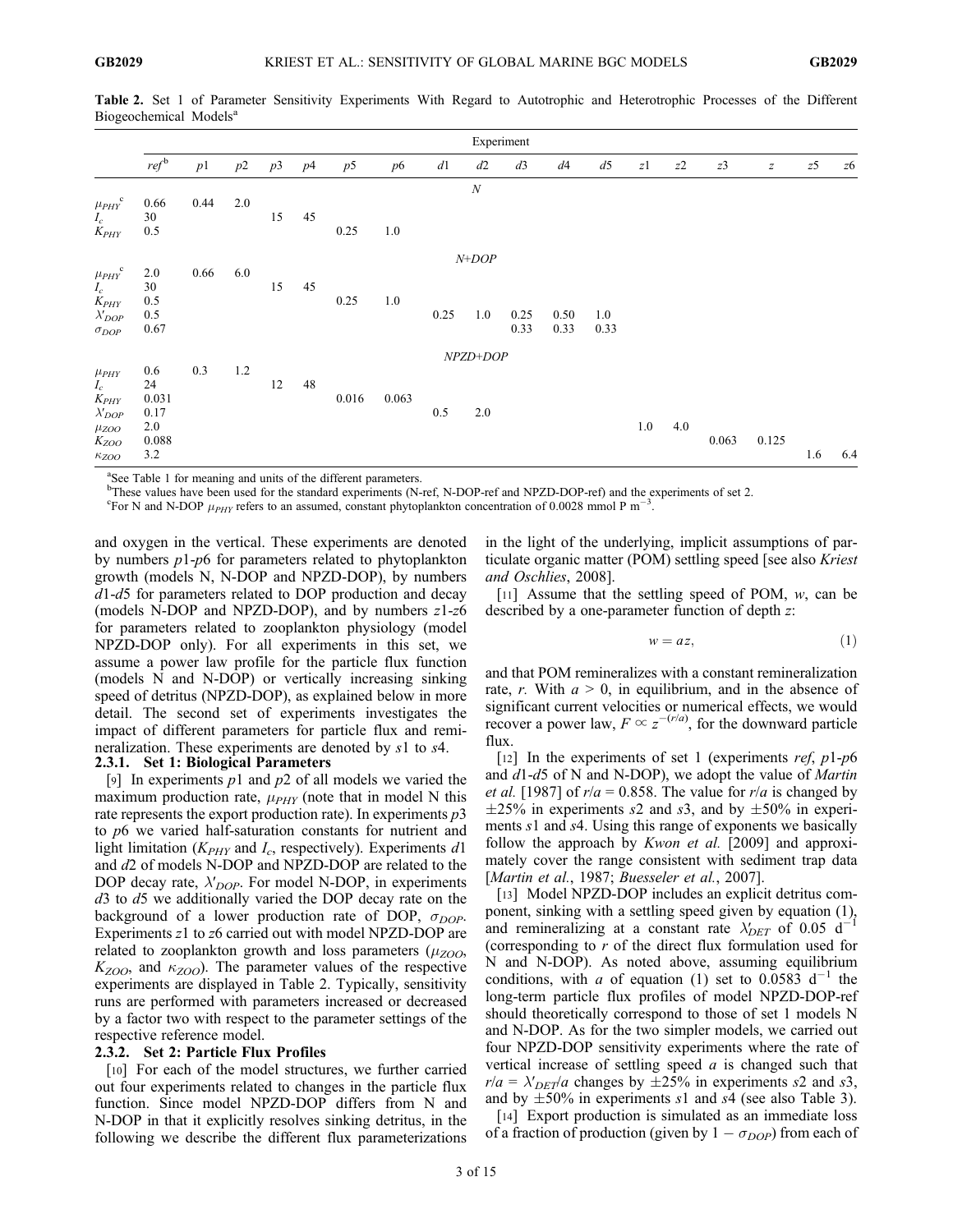**Table 2.** Set 1 of Parameter Sensitivity Experiments With Regard to Autotrophic and Heterotrophic Processes of the Different Biogeochemical Models[a]

| | Experiment | | | | | | | | | | | | | | | | | |
|---|---|---|---|---|---|---|---|---|---|---|---|---|---|---|---|---|---|---|
| | *ref*[b] | *p*1 | *p*2 | *p*3 | *p*4 | *p*5 | *p*6 | *d*1 | *d*2 | *d*3 | *d*4 | *d*5 | *z*1 | *z*2 | *z*3 | *z* | *z*5 | *z*6 |
| | | | | | | | | | *N* | | | | | | | | | |
| $\mu_{PHY}$[c] | 0.66 | 0.44 | 2.0 | | | | | | | | | | | | | | | |
| $I_c$ | 30 | | | 15 | 45 | | | | | | | | | | | | | |
| $K_{PHY}$ | 0.5 | | | | | 0.25 | 1.0 | | | | | | | | | | | |
| | | | | | | | | | *N+DOP* | | | | | | | | | |
| $\mu_{PHY}$[c] | 2.0 | 0.66 | 6.0 | | | | | | | | | | | | | | | |
| $I_c$ | 30 | | | 15 | 45 | | | | | | | | | | | | | |
| $K_{PHY}$ | 0.5 | | | | | 0.25 | 1.0 | | | | | | | | | | | |
| $\lambda'_{DOP}$ | 0.5 | | | | | | | 0.25 | 1.0 | 0.25 | 0.50 | 1.0 | | | | | | |
| $\sigma_{DOP}$ | 0.67 | | | | | | | | | 0.33 | 0.33 | 0.33 | | | | | | |
| | | | | | | | | | *NPZD+DOP* | | | | | | | | | |
| $\mu_{PHY}$ | 0.6 | 0.3 | 1.2 | | | | | | | | | | | | | | | |
| $I_c$ | 24 | | | 12 | 48 | | | | | | | | | | | | | |
| $K_{PHY}$ | 0.031 | | | | | 0.016 | 0.063 | | | | | | | | | | | |
| $\lambda'_{DOP}$ | 0.17 | | | | | | | 0.5 | 2.0 | | | | | | | | | |
| $\mu_{ZOO}$ | 2.0 | | | | | | | | | | | | 1.0 | 4.0 | | | | |
| $K_{ZOO}$ | 0.088 | | | | | | | | | | | | | | 0.063 | 0.125 | | |
| $\kappa_{ZOO}$ | 3.2 | | | | | | | | | | | | | | | | 1.6 | 6.4 |

[a]See Table 1 for meaning and units of the different parameters.
[b]These values have been used for the standard experiments (N-ref, N-DOP-ref and NPZD-DOP-ref) and the experiments of set 2.
[c]For N and N-DOP $\mu_{PHY}$ refers to an assumed, constant phytoplankton concentration of 0.0028 mmol P m$^{-3}$.

and oxygen in the vertical. These experiments are denoted by numbers *p*1-*p*6 for parameters related to phytoplankton growth (models N, N-DOP and NPZD-DOP), by numbers *d*1-*d*5 for parameters related to DOP production and decay (models N-DOP and NPZD-DOP), and by numbers *z*1-*z*6 for parameters related to zooplankton physiology (model NPZD-DOP only). For all experiments in this set, we assume a power law profile for the particle flux function (models N and N-DOP) or vertically increasing sinking speed of detritus (NPZD-DOP), as explained below in more detail. The second set of experiments investigates the impact of different parameters for particle flux and remineralization. These experiments are denoted by *s*1 to *s*4.

#### 2.3.1. Set 1: Biological Parameters

[9] In experiments *p*1 and *p*2 of all models we varied the maximum production rate, $\mu_{PHY}$ (note that in model N this rate represents the export production rate). In experiments *p*3 to *p*6 we varied half-saturation constants for nutrient and light limitation ($K_{PHY}$ and $I_c$, respectively). Experiments *d*1 and *d*2 of models N-DOP and NPZD-DOP are related to the DOP decay rate, $\lambda'_{DOP}$. For model N-DOP, in experiments *d*3 to *d*5 we additionally varied the DOP decay rate on the background of a lower production rate of DOP, $\sigma_{DOP}$. Experiments *z*1 to *z*6 carried out with model NPZD-DOP are related to zooplankton growth and loss parameters ($\mu_{ZOO}$, $K_{ZOO}$, and $\kappa_{ZOO}$). The parameter values of the respective experiments are displayed in Table 2. Typically, sensitivity runs are performed with parameters increased or decreased by a factor two with respect to the parameter settings of the respective reference model.

#### 2.3.2. Set 2: Particle Flux Profiles

[10] For each of the model structures, we further carried out four experiments related to changes in the particle flux function. Since model NPZD-DOP differs from N and N-DOP in that it explicitly resolves sinking detritus, in the following we describe the different flux parameterizations in the light of the underlying, implicit assumptions of particulate organic matter (POM) settling speed [see also *Kriest and Oschlies*, 2008].

[11] Assume that the settling speed of POM, $w$, can be described by a one-parameter function of depth $z$:

$$w = az, \tag{1}$$

and that POM remineralizes with a constant remineralization rate, $r$. With $a > 0$, in equilibrium, and in the absence of significant current velocities or numerical effects, we would recover a power law, $F \propto z^{-(r/a)}$, for the downward particle flux.

[12] In the experiments of set 1 (experiments *ref*, *p*1-*p*6 and *d*1-*d*5 of N and N-DOP), we adopt the value of *Martin et al.* [1987] of $r/a = 0.858$. The value for $r/a$ is changed by $\pm$25% in experiments *s*2 and *s*3, and by $\pm$50% in experiments *s*1 and *s*4. Using this range of exponents we basically follow the approach by *Kwon et al.* [2009] and approximately cover the range consistent with sediment trap data [*Martin et al.*, 1987; *Buesseler et al.*, 2007].

[13] Model NPZD-DOP includes an explicit detritus component, sinking with a settling speed given by equation (1), and remineralizing at a constant rate $\lambda'_{DET}$ of 0.05 d$^{-1}$ (corresponding to $r$ of the direct flux formulation used for N and N-DOP). As noted above, assuming equilibrium conditions, with $a$ of equation (1) set to 0.0583 d$^{-1}$ the long-term particle flux profiles of model NPZD-DOP-ref should theoretically correspond to those of set 1 models N and N-DOP. As for the two simpler models, we carried out four NPZD-DOP sensitivity experiments where the rate of vertical increase of settling speed $a$ is changed such that $r/a = \lambda'_{DET}/a$ changes by $\pm$25% in experiments *s*2 and *s*3, and by $\pm$50% in experiments *s*1 and *s*4 (see also Table 3).

[14] Export production is simulated as an immediate loss of a fraction of production (given by $1 - \sigma_{DOP}$) from each of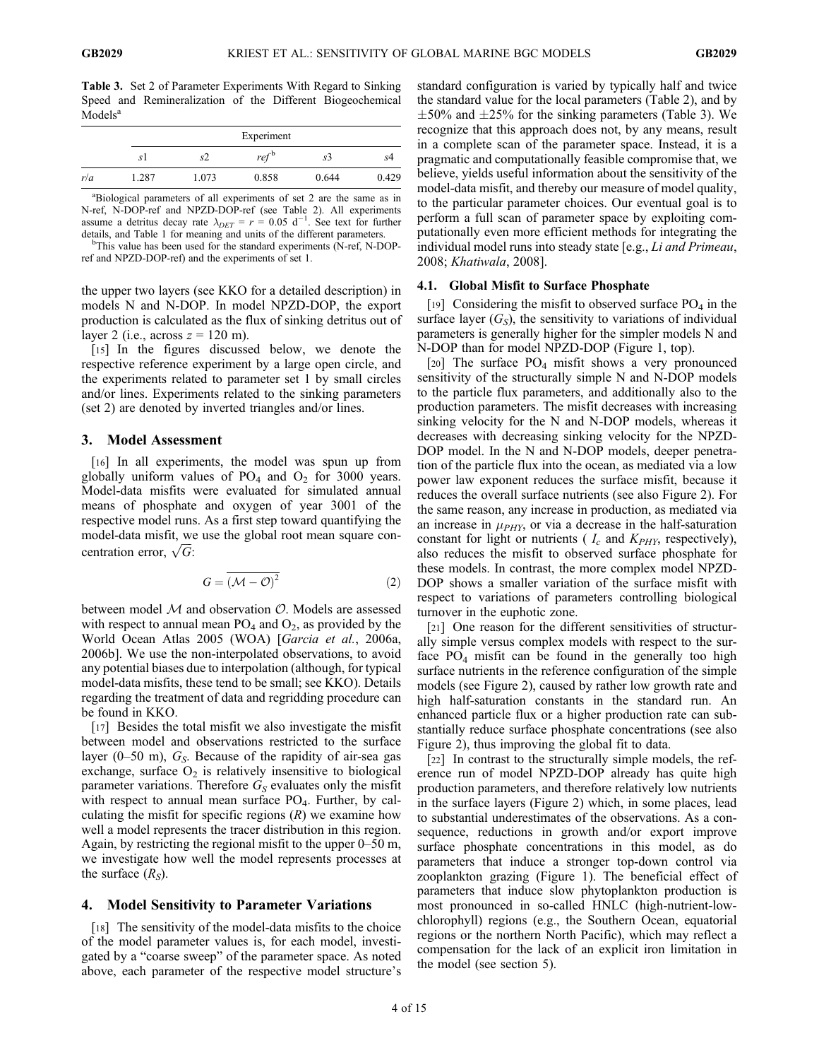**Table 3.** Set 2 of Parameter Experiments With Regard to Sinking Speed and Remineralization of the Different Biogeochemical Models[a]

| | Experiment | | | | |
|---|---|---|---|---|---|
| | $s1$ | $s2$ | $ref$[b] | $s3$ | $s4$ |
| $r/a$ | 1.287 | 1.073 | 0.858 | 0.644 | 0.429 |

[a]Biological parameters of all experiments of set 2 are the same as in N-ref, N-DOP-ref and NPZD-DOP-ref (see Table 2). All experiments assume a detritus decay rate $\lambda_{DET} = r = 0.05$ d$^{-1}$. See text for further details, and Table 1 for meaning and units of the different parameters.

[b]This value has been used for the standard experiments (N-ref, N-DOP-ref and NPZD-DOP-ref) and the experiments of set 1.

the upper two layers (see KKO for a detailed description) in models N and N-DOP. In model NPZD-DOP, the export production is calculated as the flux of sinking detritus out of layer 2 (i.e., across $z = 120$ m).

[15] In the figures discussed below, we denote the respective reference experiment by a large open circle, and the experiments related to parameter set 1 by small circles and/or lines. Experiments related to the sinking parameters (set 2) are denoted by inverted triangles and/or lines.

## 3. Model Assessment

[16] In all experiments, the model was spun up from globally uniform values of $PO_4$ and $O_2$ for 3000 years. Model-data misfits were evaluated for simulated annual means of phosphate and oxygen of year 3001 of the respective model runs. As a first step toward quantifying the model-data misfit, we use the global root mean square concentration error, $\sqrt{G}$:

$$G = \overline{(\mathcal{M} - \mathcal{O})^2} \tag{2}$$

between model $\mathcal{M}$ and observation $\mathcal{O}$. Models are assessed with respect to annual mean $PO_4$ and $O_2$, as provided by the World Ocean Atlas 2005 (WOA) [*Garcia et al.*, 2006a, 2006b]. We use the non-interpolated observations, to avoid any potential biases due to interpolation (although, for typical model-data misfits, these tend to be small; see KKO). Details regarding the treatment of data and regridding procedure can be found in KKO.

[17] Besides the total misfit we also investigate the misfit between model and observations restricted to the surface layer (0–50 m), $G_S$. Because of the rapidity of air-sea gas exchange, surface $O_2$ is relatively insensitive to biological parameter variations. Therefore $G_S$ evaluates only the misfit with respect to annual mean surface $PO_4$. Further, by calculating the misfit for specific regions ($R$) we examine how well a model represents the tracer distribution in this region. Again, by restricting the regional misfit to the upper 0–50 m, we investigate how well the model represents processes at the surface ($R_S$).

## 4. Model Sensitivity to Parameter Variations

[18] The sensitivity of the model-data misfits to the choice of the model parameter values is, for each model, investigated by a "coarse sweep" of the parameter space. As noted above, each parameter of the respective model structure's standard configuration is varied by typically half and twice the standard value for the local parameters (Table 2), and by ±50% and ±25% for the sinking parameters (Table 3). We recognize that this approach does not, by any means, result in a complete scan of the parameter space. Instead, it is a pragmatic and computationally feasible compromise that, we believe, yields useful information about the sensitivity of the model-data misfit, and thereby our measure of model quality, to the particular parameter choices. Our eventual goal is to perform a full scan of parameter space by exploiting computationally even more efficient methods for integrating the individual model runs into steady state [e.g., *Li and Primeau*, 2008; *Khatiwala*, 2008].

### 4.1. Global Misfit to Surface Phosphate

[19] Considering the misfit to observed surface $PO_4$ in the surface layer ($G_S$), the sensitivity to variations of individual parameters is generally higher for the simpler models N and N-DOP than for model NPZD-DOP (Figure 1, top).

[20] The surface $PO_4$ misfit shows a very pronounced sensitivity of the structurally simple N and N-DOP models to the particle flux parameters, and additionally also to the production parameters. The misfit decreases with increasing sinking velocity for the N and N-DOP models, whereas it decreases with decreasing sinking velocity for the NPZD-DOP model. In the N and N-DOP models, deeper penetration of the particle flux into the ocean, as mediated via a low power law exponent reduces the surface misfit, because it reduces the overall surface nutrients (see also Figure 2). For the same reason, any increase in production, as mediated via an increase in $\mu_{PHY}$, or via a decrease in the half-saturation constant for light or nutrients ( $I_c$ and $K_{PHY}$, respectively), also reduces the misfit to observed surface phosphate for these models. In contrast, the more complex model NPZD-DOP shows a smaller variation of the surface misfit with respect to variations of parameters controlling biological turnover in the euphotic zone.

[21] One reason for the different sensitivities of structurally simple versus complex models with respect to the surface $PO_4$ misfit can be found in the generally too high surface nutrients in the reference configuration of the simple models (see Figure 2), caused by rather low growth rate and high half-saturation constants in the standard run. An enhanced particle flux or a higher production rate can substantially reduce surface phosphate concentrations (see also Figure 2), thus improving the global fit to data.

[22] In contrast to the structurally simple models, the reference run of model NPZD-DOP already has quite high production parameters, and therefore relatively low nutrients in the surface layers (Figure 2) which, in some places, lead to substantial underestimates of the observations. As a consequence, reductions in growth and/or export improve surface phosphate concentrations in this model, as do parameters that induce a stronger top-down control via zooplankton grazing (Figure 1). The beneficial effect of parameters that induce slow phytoplankton production is most pronounced in so-called HNLC (high-nutrient-low-chlorophyll) regions (e.g., the Southern Ocean, equatorial regions or the northern North Pacific), which may reflect a compensation for the lack of an explicit iron limitation in the model (see section 5).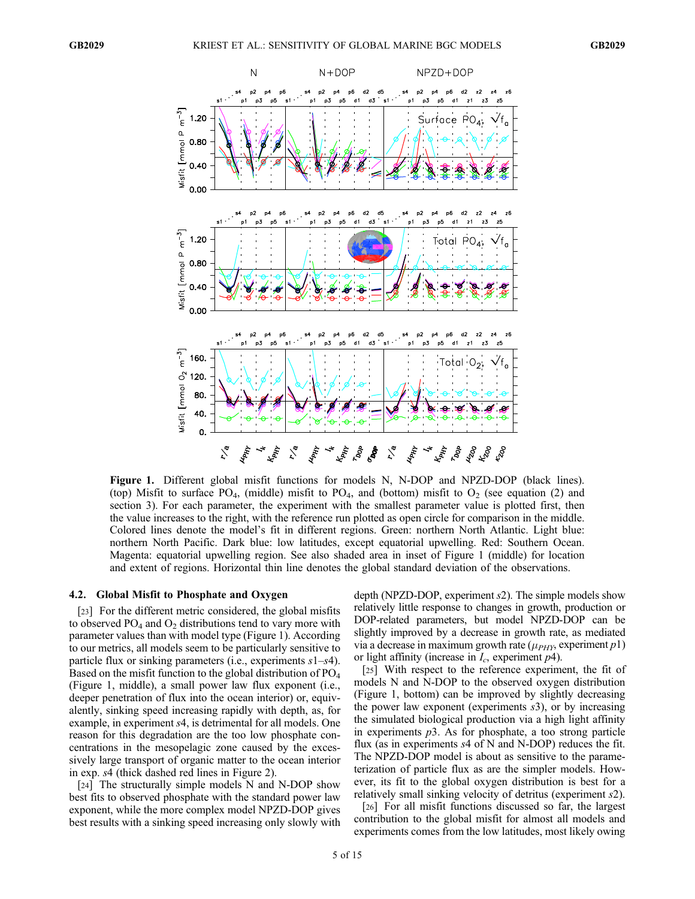**Figure 1.** Different global misfit functions for models N, N-DOP and NPZD-DOP (black lines). (top) Misfit to surface $PO_4$, (middle) misfit to $PO_4$, and (bottom) misfit to $O_2$ (see equation (2) and section 3). For each parameter, the experiment with the smallest parameter value is plotted first, then the value increases to the right, with the reference run plotted as open circle for comparison in the middle. Colored lines denote the model's fit in different regions. Green: northern North Atlantic. Light blue: northern North Pacific. Dark blue: low latitudes, except equatorial upwelling. Red: Southern Ocean. Magenta: equatorial upwelling region. See also shaded area in inset of Figure 1 (middle) for location and extent of regions. Horizontal thin line denotes the global standard deviation of the observations.

## 4.2. Global Misfit to Phosphate and Oxygen

[23] For the different metric considered, the global misfits to observed $PO_4$ and $O_2$ distributions tend to vary more with parameter values than with model type (Figure 1). According to our metrics, all models seem to be particularly sensitive to particle flux or sinking parameters (i.e., experiments *s*1–*s*4). Based on the misfit function to the global distribution of $PO_4$ (Figure 1, middle), a small power law flux exponent (i.e., deeper penetration of flux into the ocean interior) or, equivalently, sinking speed increasing rapidly with depth, as, for example, in experiment *s*4, is detrimental for all models. One reason for this degradation are the too low phosphate concentrations in the mesopelagic zone caused by the excessively large transport of organic matter to the ocean interior in exp. *s*4 (thick dashed red lines in Figure 2).

[24] The structurally simple models N and N-DOP show best fits to observed phosphate with the standard power law exponent, while the more complex model NPZD-DOP gives best results with a sinking speed increasing only slowly with depth (NPZD-DOP, experiment *s*2). The simple models show relatively little response to changes in growth, production or DOP-related parameters, but model NPZD-DOP can be slightly improved by a decrease in growth rate, as mediated via a decrease in maximum growth rate ($\mu_{PHY}$, experiment *p*1) or light affinity (increase in $I_c$, experiment *p*4).

[25] With respect to the reference experiment, the fit of models N and N-DOP to the observed oxygen distribution (Figure 1, bottom) can be improved by slightly decreasing the power law exponent (experiments *s*3), or by increasing the simulated biological production via a high light affinity in experiments *p*3. As for phosphate, a too strong particle flux (as in experiments *s*4 of N and N-DOP) reduces the fit. The NPZD-DOP model is about as sensitive to the parameterization of particle flux as are the simpler models. However, its fit to the global oxygen distribution is best for a relatively small sinking velocity of detritus (experiment *s*2).

[26] For all misfit functions discussed so far, the largest contribution to the global misfit for almost all models and experiments comes from the low latitudes, most likely owing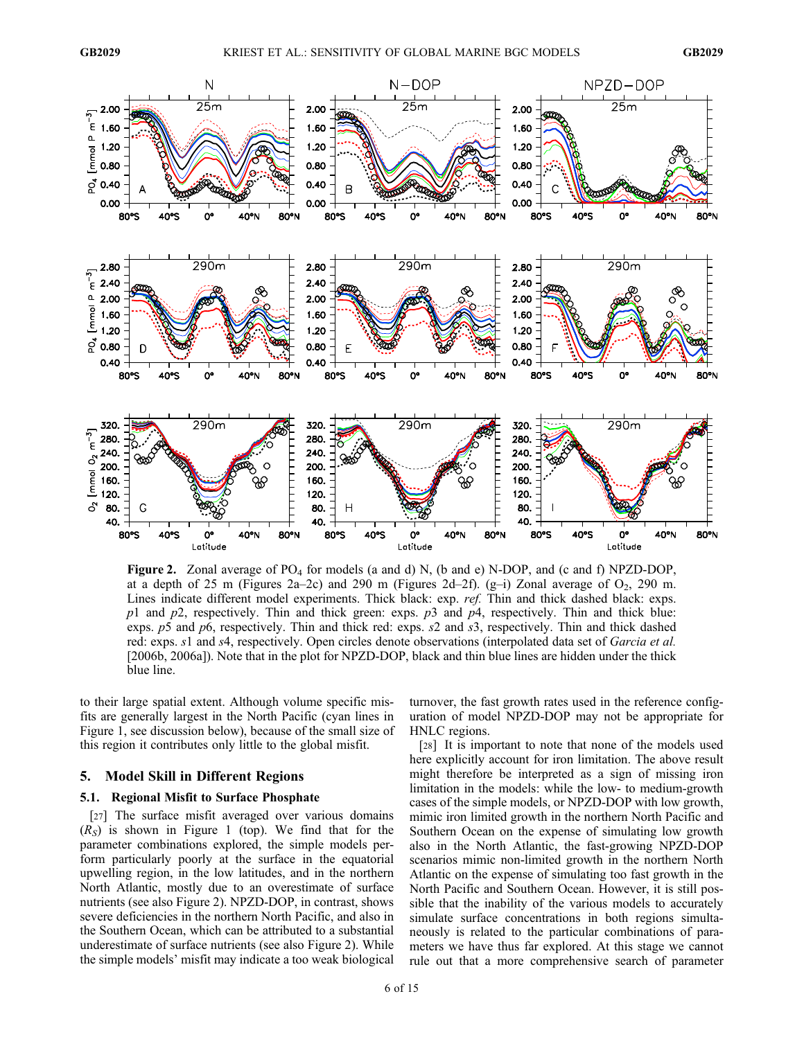**Figure 2.** Zonal average of $PO_4$ for models (a and d) N, (b and e) N-DOP, and (c and f) NPZD-DOP, at a depth of 25 m (Figures 2a–2c) and 290 m (Figures 2d–2f). (g–i) Zonal average of $O_2$, 290 m. Lines indicate different model experiments. Thick black: exp. *ref.* Thin and thick dashed black: exps. *p*1 and *p*2, respectively. Thin and thick green: exps. *p*3 and *p*4, respectively. Thin and thick blue: exps. *p*5 and *p*6, respectively. Thin and thick red: exps. *s*2 and *s*3, respectively. Thin and thick dashed red: exps. *s*1 and *s*4, respectively. Open circles denote observations (interpolated data set of *Garcia et al.* [2006b, 2006a]). Note that in the plot for NPZD-DOP, black and thin blue lines are hidden under the thick blue line.

to their large spatial extent. Although volume specific misfits are generally largest in the North Pacific (cyan lines in Figure 1, see discussion below), because of the small size of this region it contributes only little to the global misfit.

## 5. Model Skill in Different Regions

### 5.1. Regional Misfit to Surface Phosphate

[27] The surface misfit averaged over various domains ($R_S$) is shown in Figure 1 (top). We find that for the parameter combinations explored, the simple models perform particularly poorly at the surface in the equatorial upwelling region, in the low latitudes, and in the northern North Atlantic, mostly due to an overestimate of surface nutrients (see also Figure 2). NPZD-DOP, in contrast, shows severe deficiencies in the northern North Pacific and also in the Southern Ocean, which can be attributed to a substantial underestimate of surface nutrients (see also Figure 2). While the simple models' misfit may indicate a too weak biological turnover, the fast growth rates used in the reference configuration of model NPZD-DOP may not be appropriate for HNLC regions.

[28] It is important to note that none of the models used here explicitly account for iron limitation. The above result might therefore be interpreted as a sign of missing iron limitation in the models: while the low- to medium-growth cases of the simple models, or NPZD-DOP with low growth, mimic iron limited growth in the northern North Pacific and Southern Ocean on the expense of simulating low growth also in the North Atlantic, the fast-growing NPZD-DOP scenarios mimic non-limited growth in the northern North Atlantic on the expense of simulating too fast growth in the North Pacific and Southern Ocean. However, it is still possible that the inability of the various models to accurately simulate surface concentrations in both regions simultaneously is related to the particular combinations of parameters we have thus far explored. At this stage we cannot rule out that a more comprehensive search of parameter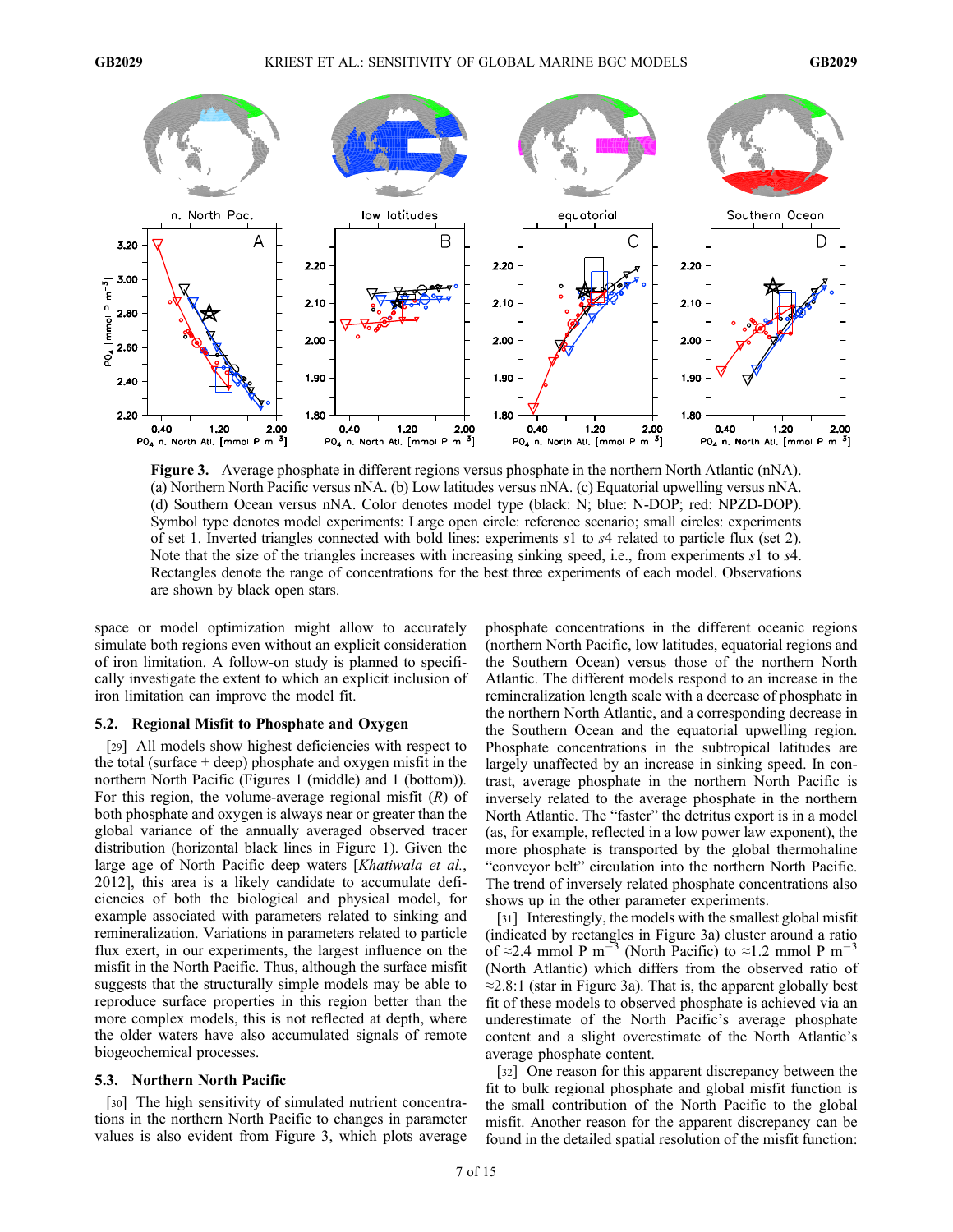**Figure 3.** Average phosphate in different regions versus phosphate in the northern North Atlantic (nNA). (a) Northern North Pacific versus nNA. (b) Low latitudes versus nNA. (c) Equatorial upwelling versus nNA. (d) Southern Ocean versus nNA. Color denotes model type (black: N; blue: N-DOP; red: NPZD-DOP). Symbol type denotes model experiments: Large open circle: reference scenario; small circles: experiments of set 1. Inverted triangles connected with bold lines: experiments *s*1 to *s*4 related to particle flux (set 2). Note that the size of the triangles increases with increasing sinking speed, i.e., from experiments *s*1 to *s*4. Rectangles denote the range of concentrations for the best three experiments of each model. Observations are shown by black open stars.

space or model optimization might allow to accurately simulate both regions even without an explicit consideration of iron limitation. A follow-on study is planned to specifically investigate the extent to which an explicit inclusion of iron limitation can improve the model fit.

### 5.2. Regional Misfit to Phosphate and Oxygen

[29] All models show highest deficiencies with respect to the total (surface + deep) phosphate and oxygen misfit in the northern North Pacific (Figures 1 (middle) and 1 (bottom)). For this region, the volume-average regional misfit ($R$) of both phosphate and oxygen is always near or greater than the global variance of the annually averaged observed tracer distribution (horizontal black lines in Figure 1). Given the large age of North Pacific deep waters [*Khatiwala et al.*, 2012], this area is a likely candidate to accumulate deficiencies of both the biological and physical model, for example associated with parameters related to sinking and remineralization. Variations in parameters related to particle flux exert, in our experiments, the largest influence on the misfit in the North Pacific. Thus, although the surface misfit suggests that the structurally simple models may be able to reproduce surface properties in this region better than the more complex models, this is not reflected at depth, where the older waters have also accumulated signals of remote biogeochemical processes.

### 5.3. Northern North Pacific

[30] The high sensitivity of simulated nutrient concentrations in the northern North Pacific to changes in parameter values is also evident from Figure 3, which plots average phosphate concentrations in the different oceanic regions (northern North Pacific, low latitudes, equatorial regions and the Southern Ocean) versus those of the northern North Atlantic. The different models respond to an increase in the remineralization length scale with a decrease of phosphate in the northern North Atlantic, and a corresponding decrease in the Southern Ocean and the equatorial upwelling region. Phosphate concentrations in the subtropical latitudes are largely unaffected by an increase in sinking speed. In contrast, average phosphate in the northern North Pacific is inversely related to the average phosphate in the northern North Atlantic. The "faster" the detritus export is in a model (as, for example, reflected in a low power law exponent), the more phosphate is transported by the global thermohaline "conveyor belt" circulation into the northern North Pacific. The trend of inversely related phosphate concentrations also shows up in the other parameter experiments.

[31] Interestingly, the models with the smallest global misfit (indicated by rectangles in Figure 3a) cluster around a ratio of ≈2.4 mmol P m$^{-3}$ (North Pacific) to ≈1.2 mmol P m$^{-3}$ (North Atlantic) which differs from the observed ratio of ≈2.8:1 (star in Figure 3a). That is, the apparent globally best fit of these models to observed phosphate is achieved via an underestimate of the North Pacific's average phosphate content and a slight overestimate of the North Atlantic's average phosphate content.

[32] One reason for this apparent discrepancy between the fit to bulk regional phosphate and global misfit function is the small contribution of the North Pacific to the global misfit. Another reason for the apparent discrepancy can be found in the detailed spatial resolution of the misfit function: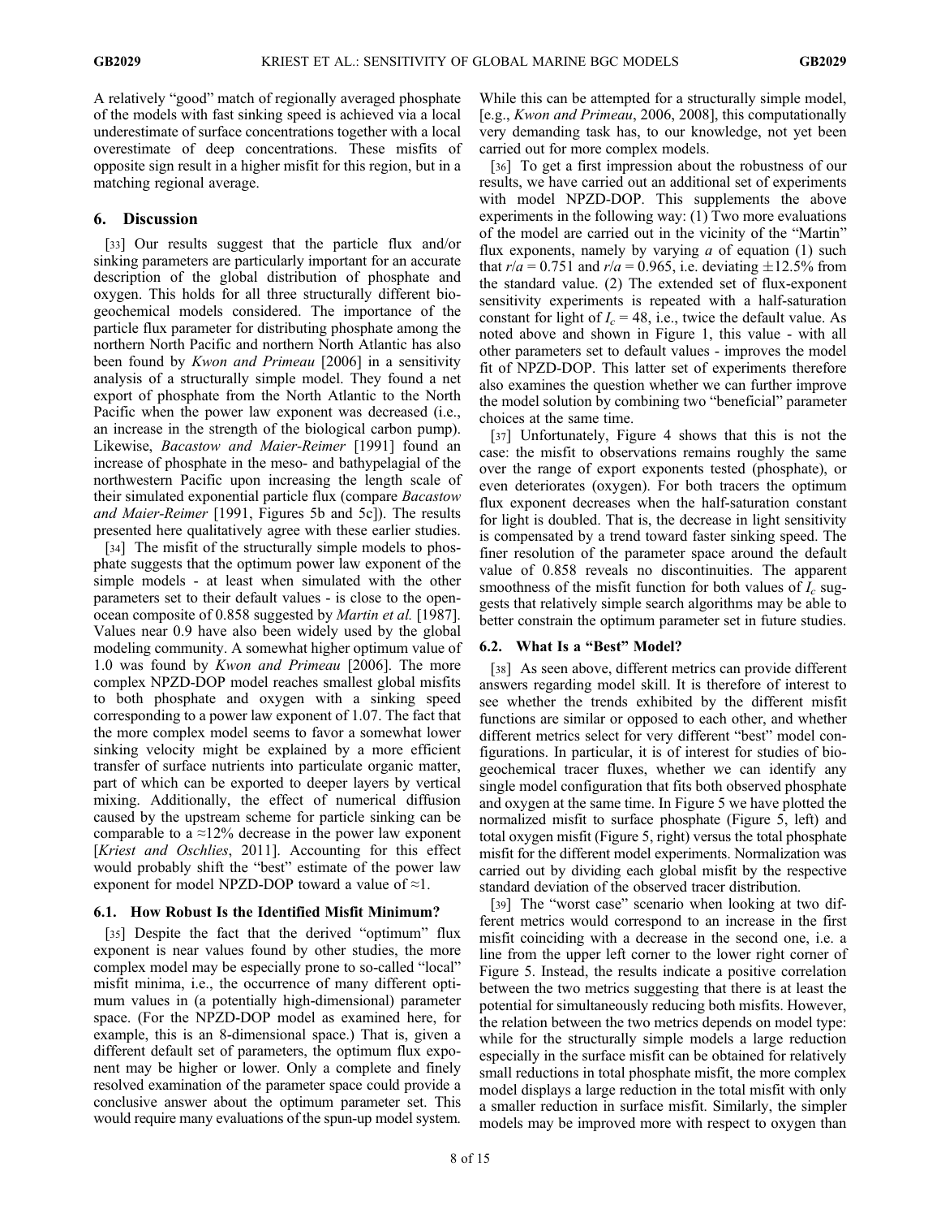A relatively "good" match of regionally averaged phosphate of the models with fast sinking speed is achieved via a local underestimate of surface concentrations together with a local overestimate of deep concentrations. These misfits of opposite sign result in a higher misfit for this region, but in a matching regional average.

## 6. Discussion

[33] Our results suggest that the particle flux and/or sinking parameters are particularly important for an accurate description of the global distribution of phosphate and oxygen. This holds for all three structurally different biogeochemical models considered. The importance of the particle flux parameter for distributing phosphate among the northern North Pacific and northern North Atlantic has also been found by *Kwon and Primeau* [2006] in a sensitivity analysis of a structurally simple model. They found a net export of phosphate from the North Atlantic to the North Pacific when the power law exponent was decreased (i.e., an increase in the strength of the biological carbon pump). Likewise, *Bacastow and Maier-Reimer* [1991] found an increase of phosphate in the meso- and bathypelagial of the northwestern Pacific upon increasing the length scale of their simulated exponential particle flux (compare *Bacastow and Maier-Reimer* [1991, Figures 5b and 5c]). The results presented here qualitatively agree with these earlier studies.

[34] The misfit of the structurally simple models to phosphate suggests that the optimum power law exponent of the simple models - at least when simulated with the other parameters set to their default values - is close to the open-ocean composite of 0.858 suggested by *Martin et al.* [1987]. Values near 0.9 have also been widely used by the global modeling community. A somewhat higher optimum value of 1.0 was found by *Kwon and Primeau* [2006]. The more complex NPZD-DOP model reaches smallest global misfits to both phosphate and oxygen with a sinking speed corresponding to a power law exponent of 1.07. The fact that the more complex model seems to favor a somewhat lower sinking velocity might be explained by a more efficient transfer of surface nutrients into particulate organic matter, part of which can be exported to deeper layers by vertical mixing. Additionally, the effect of numerical diffusion caused by the upstream scheme for particle sinking can be comparable to a $\approx$12% decrease in the power law exponent [*Kriest and Oschlies*, 2011]. Accounting for this effect would probably shift the "best" estimate of the power law exponent for model NPZD-DOP toward a value of $\approx$1.

### 6.1. How Robust Is the Identified Misfit Minimum?

[35] Despite the fact that the derived "optimum" flux exponent is near values found by other studies, the more complex model may be especially prone to so-called "local" misfit minima, i.e., the occurrence of many different optimum values in (a potentially high-dimensional) parameter space. (For the NPZD-DOP model as examined here, for example, this is an 8-dimensional space.) That is, given a different default set of parameters, the optimum flux exponent may be higher or lower. Only a complete and finely resolved examination of the parameter space could provide a conclusive answer about the optimum parameter set. This would require many evaluations of the spun-up model system. While this can be attempted for a structurally simple model, [e.g., *Kwon and Primeau*, 2006, 2008], this computationally very demanding task has, to our knowledge, not yet been carried out for more complex models.

[36] To get a first impression about the robustness of our results, we have carried out an additional set of experiments with model NPZD-DOP. This supplements the above experiments in the following way: (1) Two more evaluations of the model are carried out in the vicinity of the "Martin" flux exponents, namely by varying $a$ of equation (1) such that $r/a$ = 0.751 and $r/a$ = 0.965, i.e. deviating $\pm$12.5% from the standard value. (2) The extended set of flux-exponent sensitivity experiments is repeated with a half-saturation constant for light of $I_c$ = 48, i.e., twice the default value. As noted above and shown in Figure 1, this value - with all other parameters set to default values - improves the model fit of NPZD-DOP. This latter set of experiments therefore also examines the question whether we can further improve the model solution by combining two "beneficial" parameter choices at the same time.

[37] Unfortunately, Figure 4 shows that this is not the case: the misfit to observations remains roughly the same over the range of export exponents tested (phosphate), or even deteriorates (oxygen). For both tracers the optimum flux exponent decreases when the half-saturation constant for light is doubled. That is, the decrease in light sensitivity is compensated by a trend toward faster sinking speed. The finer resolution of the parameter space around the default value of 0.858 reveals no discontinuities. The apparent smoothness of the misfit function for both values of $I_c$ suggests that relatively simple search algorithms may be able to better constrain the optimum parameter set in future studies.

### 6.2. What Is a "Best" Model?

[38] As seen above, different metrics can provide different answers regarding model skill. It is therefore of interest to see whether the trends exhibited by the different misfit functions are similar or opposed to each other, and whether different metrics select for very different "best" model configurations. In particular, it is of interest for studies of biogeochemical tracer fluxes, whether we can identify any single model configuration that fits both observed phosphate and oxygen at the same time. In Figure 5 we have plotted the normalized misfit to surface phosphate (Figure 5, left) and total oxygen misfit (Figure 5, right) versus the total phosphate misfit for the different model experiments. Normalization was carried out by dividing each global misfit by the respective standard deviation of the observed tracer distribution.

[39] The "worst case" scenario when looking at two different metrics would correspond to an increase in the first misfit coinciding with a decrease in the second one, i.e. a line from the upper left corner to the lower right corner of Figure 5. Instead, the results indicate a positive correlation between the two metrics suggesting that there is at least the potential for simultaneously reducing both misfits. However, the relation between the two metrics depends on model type: while for the structurally simple models a large reduction especially in the surface misfit can be obtained for relatively small reductions in total phosphate misfit, the more complex model displays a large reduction in the total misfit with only a smaller reduction in surface misfit. Similarly, the simpler models may be improved more with respect to oxygen than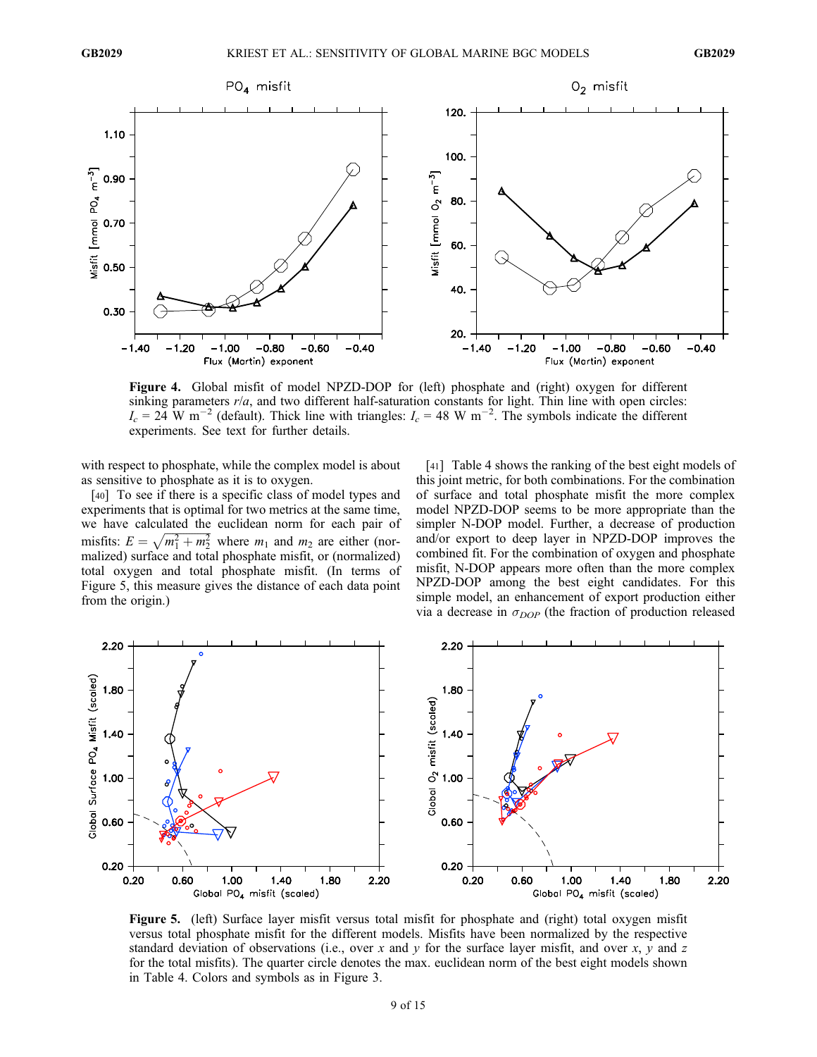Figure 4. Global misfit of model NPZD-DOP for (left) phosphate and (right) oxygen for different sinking parameters $r/a$, and two different half-saturation constants for light. Thin line with open circles: $I_c$ = 24 W m$^{-2}$ (default). Thick line with triangles: $I_c$ = 48 W m$^{-2}$. The symbols indicate the different experiments. See text for further details.

with respect to phosphate, while the complex model is about as sensitive to phosphate as it is to oxygen.

[40] To see if there is a specific class of model types and experiments that is optimal for two metrics at the same time, we have calculated the euclidean norm for each pair of misfits: $E = \sqrt{m_1^2 + m_2^2}$ where $m_1$ and $m_2$ are either (normalized) surface and total phosphate misfit, or (normalized) total oxygen and total phosphate misfit. (In terms of Figure 5, this measure gives the distance of each data point from the origin.)

[41] Table 4 shows the ranking of the best eight models of this joint metric, for both combinations. For the combination of surface and total phosphate misfit the more complex model NPZD-DOP seems to be more appropriate than the simpler N-DOP model. Further, a decrease of production and/or export to deep layer in NPZD-DOP improves the combined fit. For the combination of oxygen and phosphate misfit, N-DOP appears more often than the more complex NPZD-DOP among the best eight candidates. For this simple model, an enhancement of export production either via a decrease in $\sigma_{DOP}$ (the fraction of production released

Figure 5. (left) Surface layer misfit versus total misfit for phosphate and (right) total oxygen misfit versus total phosphate misfit for the different models. Misfits have been normalized by the respective standard deviation of observations (i.e., over $x$ and $y$ for the surface layer misfit, and over $x$, $y$ and $z$ for the total misfits). The quarter circle denotes the max. euclidean norm of the best eight models shown in Table 4. Colors and symbols as in Figure 3.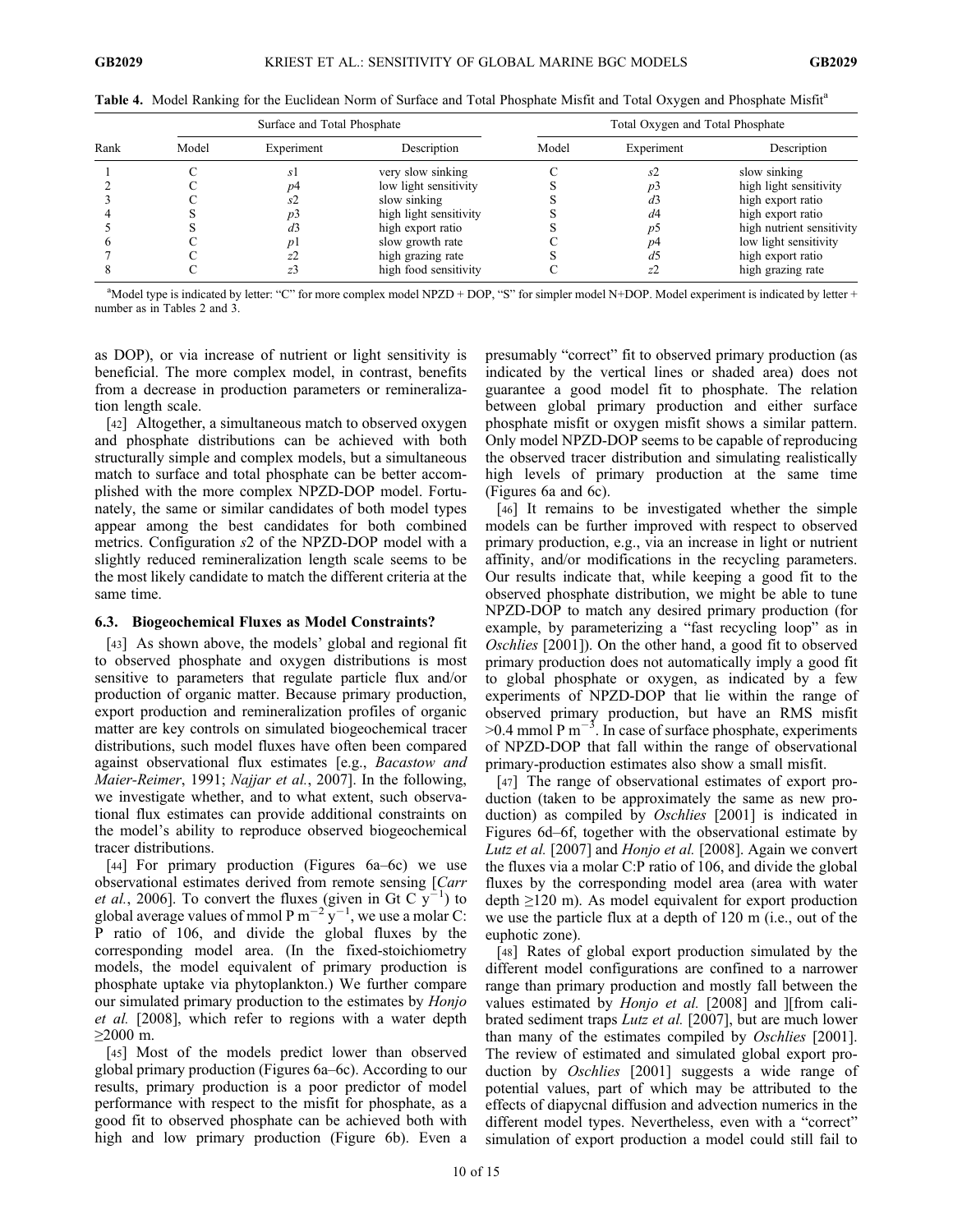**Table 4.** Model Ranking for the Euclidean Norm of Surface and Total Phosphate Misfit and Total Oxygen and Phosphate Misfit[a]

| Rank | Surface and Total Phosphate | | | Total Oxygen and Total Phosphate | | |
|---|---|---|---|---|---|---|
| | Model | Experiment | Description | Model | Experiment | Description |
| 1 | C | *s*1 | very slow sinking | C | *s*2 | slow sinking |
| 2 | C | *p*4 | low light sensitivity | S | *p*3 | high light sensitivity |
| 3 | C | *s*2 | slow sinking | S | *d*3 | high export ratio |
| 4 | S | *p*3 | high light sensitivity | S | *d*4 | high export ratio |
| 5 | S | *d*3 | high export ratio | S | *p*5 | high nutrient sensitivity |
| 6 | C | *p*1 | slow growth rate | C | *p*4 | low light sensitivity |
| 7 | C | *z*2 | high grazing rate | S | *d*5 | high export ratio |
| 8 | C | *z*3 | high food sensitivity | C | *z*2 | high grazing rate |

[a]Model type is indicated by letter: "C" for more complex model NPZD + DOP, "S" for simpler model N+DOP. Model experiment is indicated by letter + number as in Tables 2 and 3.

as DOP), or via increase of nutrient or light sensitivity is beneficial. The more complex model, in contrast, benefits from a decrease in production parameters or remineralization length scale.

[42] Altogether, a simultaneous match to observed oxygen and phosphate distributions can be achieved with both structurally simple and complex models, but a simultaneous match to surface and total phosphate can be better accomplished with the more complex NPZD-DOP model. Fortunately, the same or similar candidates of both model types appear among the best candidates for both combined metrics. Configuration *s*2 of the NPZD-DOP model with a slightly reduced remineralization length scale seems to be the most likely candidate to match the different criteria at the same time.

### 6.3. Biogeochemical Fluxes as Model Constraints?

[43] As shown above, the models' global and regional fit to observed phosphate and oxygen distributions is most sensitive to parameters that regulate particle flux and/or production of organic matter. Because primary production, export production and remineralization profiles of organic matter are key controls on simulated biogeochemical tracer distributions, such model fluxes have often been compared against observational flux estimates [e.g., *Bacastow and Maier-Reimer*, 1991; *Najjar et al.*, 2007]. In the following, we investigate whether, and to what extent, such observational flux estimates can provide additional constraints on the model's ability to reproduce observed biogeochemical tracer distributions.

[44] For primary production (Figures 6a–6c) we use observational estimates derived from remote sensing [*Carr et al.*, 2006]. To convert the fluxes (given in Gt C $y^{-1}$) to global average values of mmol P $m^{-2}$ $y^{-1}$, we use a molar C:P ratio of 106, and divide the global fluxes by the corresponding model area. (In the fixed-stoichiometry models, the model equivalent of primary production is phosphate uptake via phytoplankton.) We further compare our simulated primary production to the estimates by *Honjo et al.* [2008], which refer to regions with a water depth ≥2000 m.

[45] Most of the models predict lower than observed global primary production (Figures 6a–6c). According to our results, primary production is a poor predictor of model performance with respect to the misfit for phosphate, as a good fit to observed phosphate can be achieved both with high and low primary production (Figure 6b). Even a presumably "correct" fit to observed primary production (as indicated by the vertical lines or shaded area) does not guarantee a good model fit to phosphate. The relation between global primary production and either surface phosphate misfit or oxygen misfit shows a similar pattern. Only model NPZD-DOP seems to be capable of reproducing the observed tracer distribution and simulating realistically high levels of primary production at the same time (Figures 6a and 6c).

[46] It remains to be investigated whether the simple models can be further improved with respect to observed primary production, e.g., via an increase in light or nutrient affinity, and/or modifications in the recycling parameters. Our results indicate that, while keeping a good fit to the observed phosphate distribution, we might be able to tune NPZD-DOP to match any desired primary production (for example, by parameterizing a "fast recycling loop" as in *Oschlies* [2001]). On the other hand, a good fit to observed primary production does not automatically imply a good fit to global phosphate or oxygen, as indicated by a few experiments of NPZD-DOP that lie within the range of observed primary production, but have an RMS misfit >0.4 mmol P $m^{-3}$. In case of surface phosphate, experiments of NPZD-DOP that fall within the range of observational primary-production estimates also show a small misfit.

[47] The range of observational estimates of export production (taken to be approximately the same as new production) as compiled by *Oschlies* [2001] is indicated in Figures 6d–6f, together with the observational estimate by *Lutz et al.* [2007] and *Honjo et al.* [2008]. Again we convert the fluxes via a molar C:P ratio of 106, and divide the global fluxes by the corresponding model area (area with water depth ≥120 m). As model equivalent for export production we use the particle flux at a depth of 120 m (i.e., out of the euphotic zone).

[48] Rates of global export production simulated by the different model configurations are confined to a narrower range than primary production and mostly fall between the values estimated by *Honjo et al.* [2008] and ][from calibrated sediment traps *Lutz et al.* [2007], but are much lower than many of the estimates compiled by *Oschlies* [2001]. The review of estimated and simulated global export production by *Oschlies* [2001] suggests a wide range of potential values, part of which may be attributed to the effects of diapycnal diffusion and advection numerics in the different model types. Nevertheless, even with a "correct" simulation of export production a model could still fail to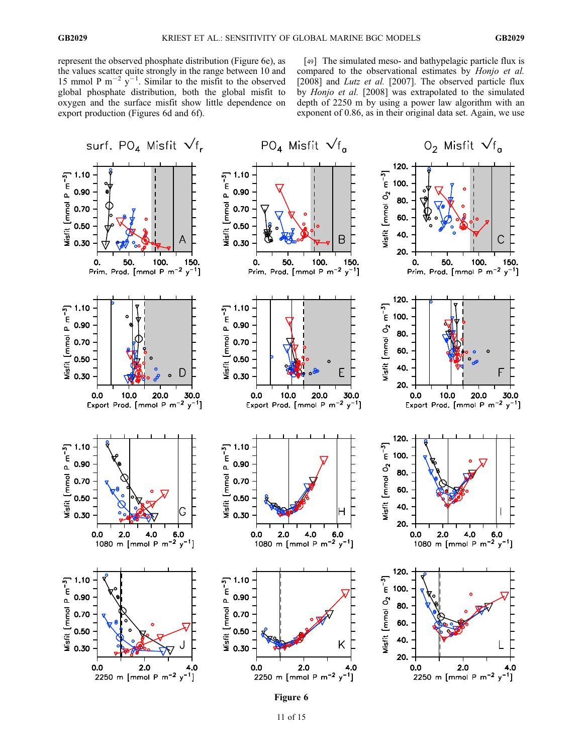represent the observed phosphate distribution (Figure 6e), as the values scatter quite strongly in the range between 10 and 15 mmol P m$^{-2}$ y$^{-1}$. Similar to the misfit to the observed global phosphate distribution, both the global misfit to oxygen and the surface misfit show little dependence on export production (Figures 6d and 6f).

[49] The simulated meso- and bathypelagic particle flux is compared to the observational estimates by *Honjo et al.* [2008] and *Lutz et al.* [2007]. The observed particle flux by *Honjo et al.* [2008] was extrapolated to the simulated depth of 2250 m by using a power law algorithm with an exponent of 0.86, as in their original data set. Again, we use

**Figure 6**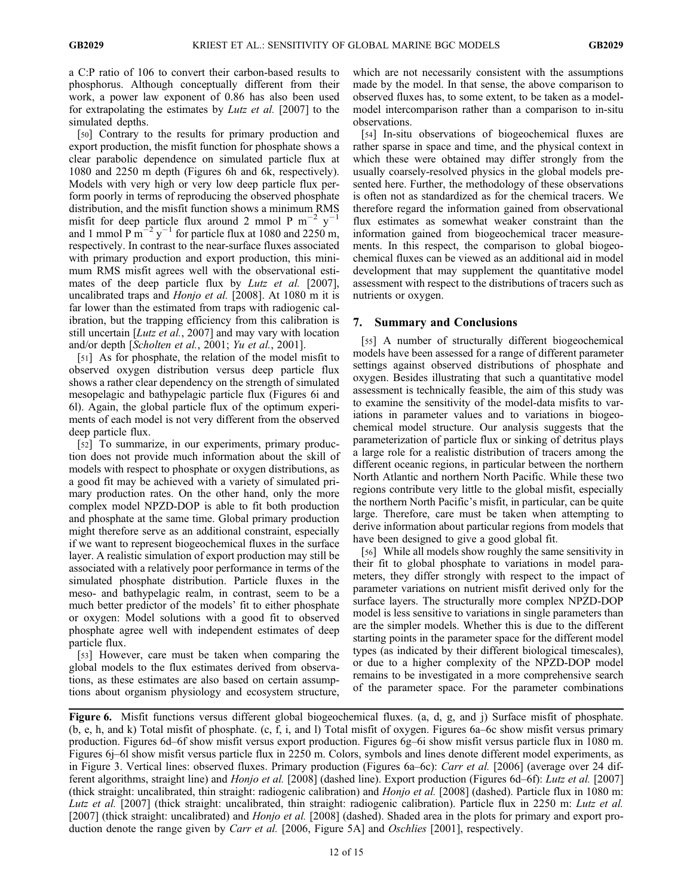a C:P ratio of 106 to convert their carbon-based results to phosphorus. Although conceptually different from their work, a power law exponent of 0.86 has also been used for extrapolating the estimates by *Lutz et al.* [2007] to the simulated depths.

[50] Contrary to the results for primary production and export production, the misfit function for phosphate shows a clear parabolic dependence on simulated particle flux at 1080 and 2250 m depth (Figures 6h and 6k, respectively). Models with very high or very low deep particle flux perform poorly in terms of reproducing the observed phosphate distribution, and the misfit function shows a minimum RMS misfit for deep particle flux around 2 mmol P $m^{-2}$ $y^{-1}$ and 1 mmol P $m^{-2}$ $y^{-1}$ for particle flux at 1080 and 2250 m, respectively. In contrast to the near-surface fluxes associated with primary production and export production, this minimum RMS misfit agrees well with the observational estimates of the deep particle flux by *Lutz et al.* [2007], uncalibrated traps and *Honjo et al.* [2008]. At 1080 m it is far lower than the estimated from traps with radiogenic calibration, but the trapping efficiency from this calibration is still uncertain [*Lutz et al.*, 2007] and may vary with location and/or depth [*Scholten et al.*, 2001; *Yu et al.*, 2001].

[51] As for phosphate, the relation of the model misfit to observed oxygen distribution versus deep particle flux shows a rather clear dependency on the strength of simulated mesopelagic and bathypelagic particle flux (Figures 6i and 6l). Again, the global particle flux of the optimum experiments of each model is not very different from the observed deep particle flux.

[52] To summarize, in our experiments, primary production does not provide much information about the skill of models with respect to phosphate or oxygen distributions, as a good fit may be achieved with a variety of simulated primary production rates. On the other hand, only the more complex model NPZD-DOP is able to fit both production and phosphate at the same time. Global primary production might therefore serve as an additional constraint, especially if we want to represent biogeochemical fluxes in the surface layer. A realistic simulation of export production may still be associated with a relatively poor performance in terms of the simulated phosphate distribution. Particle fluxes in the meso- and bathypelagic realm, in contrast, seem to be a much better predictor of the models' fit to either phosphate or oxygen: Model solutions with a good fit to observed phosphate agree well with independent estimates of deep particle flux.

[53] However, care must be taken when comparing the global models to the flux estimates derived from observations, as these estimates are also based on certain assumptions about organism physiology and ecosystem structure, which are not necessarily consistent with the assumptions made by the model. In that sense, the above comparison to observed fluxes has, to some extent, to be taken as a model-model intercomparison rather than a comparison to in-situ observations.

[54] In-situ observations of biogeochemical fluxes are rather sparse in space and time, and the physical context in which these were obtained may differ strongly from the usually coarsely-resolved physics in the global models presented here. Further, the methodology of these observations is often not as standardized as for the chemical tracers. We therefore regard the information gained from observational flux estimates as somewhat weaker constraint than the information gained from biogeochemical tracer measurements. In this respect, the comparison to global biogeochemical fluxes can be viewed as an additional aid in model development that may supplement the quantitative model assessment with respect to the distributions of tracers such as nutrients or oxygen.

## 7. Summary and Conclusions

[55] A number of structurally different biogeochemical models have been assessed for a range of different parameter settings against observed distributions of phosphate and oxygen. Besides illustrating that such a quantitative model assessment is technically feasible, the aim of this study was to examine the sensitivity of the model-data misfits to variations in parameter values and to variations in biogeochemical model structure. Our analysis suggests that the parameterization of particle flux or sinking of detritus plays a large role for a realistic distribution of tracers among the different oceanic regions, in particular between the northern North Atlantic and northern North Pacific. While these two regions contribute very little to the global misfit, especially the northern North Pacific's misfit, in particular, can be quite large. Therefore, care must be taken when attempting to derive information about particular regions from models that have been designed to give a good global fit.

[56] While all models show roughly the same sensitivity in their fit to global phosphate to variations in model parameters, they differ strongly with respect to the impact of parameter variations on nutrient misfit derived only for the surface layers. The structurally more complex NPZD-DOP model is less sensitive to variations in single parameters than are the simpler models. Whether this is due to the different starting points in the parameter space for the different model types (as indicated by their different biological timescales), or due to a higher complexity of the NPZD-DOP model remains to be investigated in a more comprehensive search of the parameter space. For the parameter combinations

**Figure 6.** Misfit functions versus different global biogeochemical fluxes. (a, d, g, and j) Surface misfit of phosphate. (b, e, h, and k) Total misfit of phosphate. (c, f, i, and l) Total misfit of oxygen. Figures 6a–6c show misfit versus primary production. Figures 6d–6f show misfit versus export production. Figures 6g–6i show misfit versus particle flux in 1080 m. Figures 6j–6l show misfit versus particle flux in 2250 m. Colors, symbols and lines denote different model experiments, as in Figure 3. Vertical lines: observed fluxes. Primary production (Figures 6a–6c): *Carr et al.* [2006] (average over 24 different algorithms, straight line) and *Honjo et al.* [2008] (dashed line). Export production (Figures 6d–6f): *Lutz et al.* [2007] (thick straight: uncalibrated, thin straight: radiogenic calibration) and *Honjo et al.* [2008] (dashed). Particle flux in 1080 m: *Lutz et al.* [2007] (thick straight: uncalibrated, thin straight: radiogenic calibration). Particle flux in 2250 m: *Lutz et al.* [2007] (thick straight: uncalibrated) and *Honjo et al.* [2008] (dashed). Shaded area in the plots for primary and export production denote the range given by *Carr et al.* [2006, Figure 5A] and *Oschlies* [2001], respectively.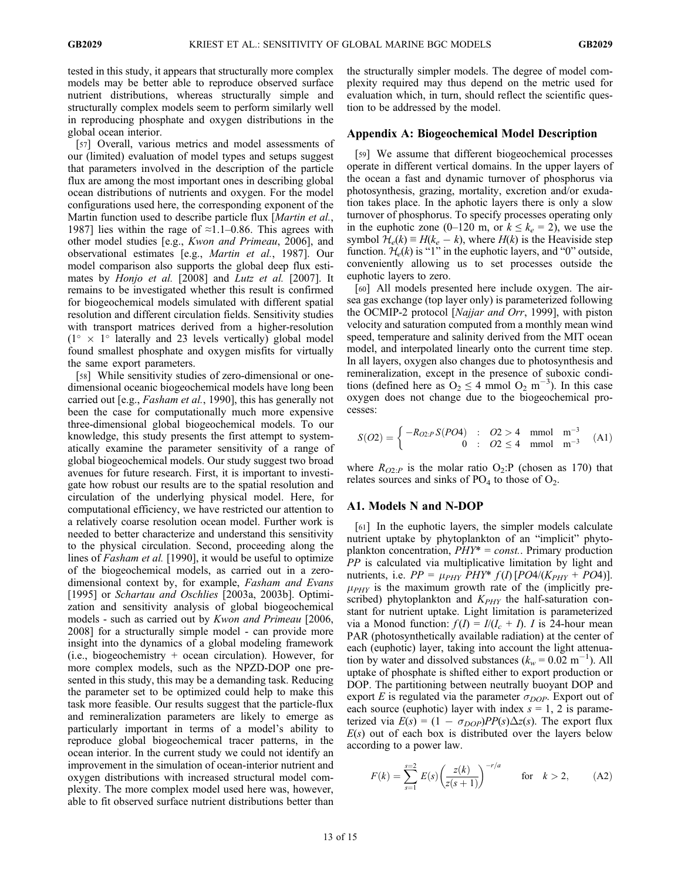tested in this study, it appears that structurally more complex models may be better able to reproduce observed surface nutrient distributions, whereas structurally simple and structurally complex models seem to perform similarly well in reproducing phosphate and oxygen distributions in the global ocean interior.

[57] Overall, various metrics and model assessments of our (limited) evaluation of model types and setups suggest that parameters involved in the description of the particle flux are among the most important ones in describing global ocean distributions of nutrients and oxygen. For the model configurations used here, the corresponding exponent of the Martin function used to describe particle flux [*Martin et al.*, 1987] lies within the rage of ≈1.1–0.86. This agrees with other model studies [e.g., *Kwon and Primeau*, 2006], and observational estimates [e.g., *Martin et al.*, 1987]. Our model comparison also supports the global deep flux estimates by *Honjo et al.* [2008] and *Lutz et al.* [2007]. It remains to be investigated whether this result is confirmed for biogeochemical models simulated with different spatial resolution and different circulation fields. Sensitivity studies with transport matrices derived from a higher-resolution (1° × 1° laterally and 23 levels vertically) global model found smallest phosphate and oxygen misfits for virtually the same export parameters.

[58] While sensitivity studies of zero-dimensional or one-dimensional oceanic biogeochemical models have long been carried out [e.g., *Fasham et al.*, 1990], this has generally not been the case for computationally much more expensive three-dimensional global biogeochemical models. To our knowledge, this study presents the first attempt to systematically examine the parameter sensitivity of a range of global biogeochemical models. Our study suggest two broad avenues for future research. First, it is important to investigate how robust our results are to the spatial resolution and circulation of the underlying physical model. Here, for computational efficiency, we have restricted our attention to a relatively coarse resolution ocean model. Further work is needed to better characterize and understand this sensitivity to the physical circulation. Second, proceeding along the lines of *Fasham et al.* [1990], it would be useful to optimize of the biogeochemical models, as carried out in a zero-dimensional context by, for example, *Fasham and Evans* [1995] or *Schartau and Oschlies* [2003a, 2003b]. Optimization and sensitivity analysis of global biogeochemical models - such as carried out by *Kwon and Primeau* [2006, 2008] for a structurally simple model - can provide more insight into the dynamics of a global modeling framework (i.e., biogeochemistry + ocean circulation). However, for more complex models, such as the NPZD-DOP one presented in this study, this may be a demanding task. Reducing the parameter set to be optimized could help to make this task more feasible. Our results suggest that the particle-flux and remineralization parameters are likely to emerge as particularly important in terms of a model's ability to reproduce global biogeochemical tracer patterns, in the ocean interior. In the current study we could not identify an improvement in the simulation of ocean-interior nutrient and oxygen distributions with increased structural model complexity. The more complex model used here was, however, able to fit observed surface nutrient distributions better than the structurally simpler models. The degree of model complexity required may thus depend on the metric used for evaluation which, in turn, should reflect the scientific question to be addressed by the model.

## Appendix A: Biogeochemical Model Description

[59] We assume that different biogeochemical processes operate in different vertical domains. In the upper layers of the ocean a fast and dynamic turnover of phosphorus via photosynthesis, grazing, mortality, excretion and/or exudation takes place. In the aphotic layers there is only a slow turnover of phosphorus. To specify processes operating only in the euphotic zone (0–120 m, or $k \leq k_e = 2$), we use the symbol $\mathcal{H}_e(k) \equiv H(k_e - k)$, where $H(k)$ is the Heaviside step function. $\mathcal{H}_e(k)$ is "1" in the euphotic layers, and "0" outside, conveniently allowing us to set processes outside the euphotic layers to zero.

[60] All models presented here include oxygen. The air-sea gas exchange (top layer only) is parameterized following the OCMIP-2 protocol [*Najjar and Orr*, 1999], with piston velocity and saturation computed from a monthly mean wind speed, temperature and salinity derived from the MIT ocean model, and interpolated linearly onto the current time step. In all layers, oxygen also changes due to photosynthesis and remineralization, except in the presence of suboxic conditions (defined here as $O_2 \leq 4$ mmol $O_2$ m$^{-3}$). In this case oxygen does not change due to the biogeochemical processes:

$$S(O2) = \begin{cases} -R_{O2:P}\, S(PO4) & : \quad O2 > 4 \quad \text{mmol} \quad \text{m}^{-3} \\ 0 & : \quad O2 \leq 4 \quad \text{mmol} \quad \text{m}^{-3} \end{cases} \qquad \text{(A1)}$$

where $R_{O2:P}$ is the molar ratio $O_2$:P (chosen as 170) that relates sources and sinks of $PO_4$ to those of $O_2$.

### A1. Models N and N-DOP

[61] In the euphotic layers, the simpler models calculate nutrient uptake by phytoplankton of an "implicit" phytoplankton concentration, $PHY^* = const.$. Primary production $PP$ is calculated via multiplicative limitation by light and nutrients, i.e. $PP = \mu_{PHY}\, PHY^*\, f(I)\, [PO4/(K_{PHY} + PO4)]$. $\mu_{PHY}$ is the maximum growth rate of the (implicitly prescribed) phytoplankton and $K_{PHY}$ the half-saturation constant for nutrient uptake. Light limitation is parameterized via a Monod function: $f(I) = I/(I_c + I)$. $I$ is 24-hour mean PAR (photosynthetically available radiation) at the center of each (euphotic) layer, taking into account the light attenuation by water and dissolved substances ($k_w = 0.02$ m$^{-1}$). All uptake of phosphate is shifted either to export production or DOP. The partitioning between neutrally buoyant DOP and export $E$ is regulated via the parameter $\sigma_{DOP}$. Export out of each source (euphotic) layer with index $s = 1, 2$ is parameterized via $E(s) = (1 - \sigma_{DOP}) PP(s) \Delta z(s)$. The export flux $E(s)$ out of each box is distributed over the layers below according to a power law.

$$F(k) = \sum_{s=1}^{s=2} E(s) \left( \frac{z(k)}{z(s+1)} \right)^{-r/a} \qquad \text{for} \quad k > 2, \qquad \text{(A2)}$$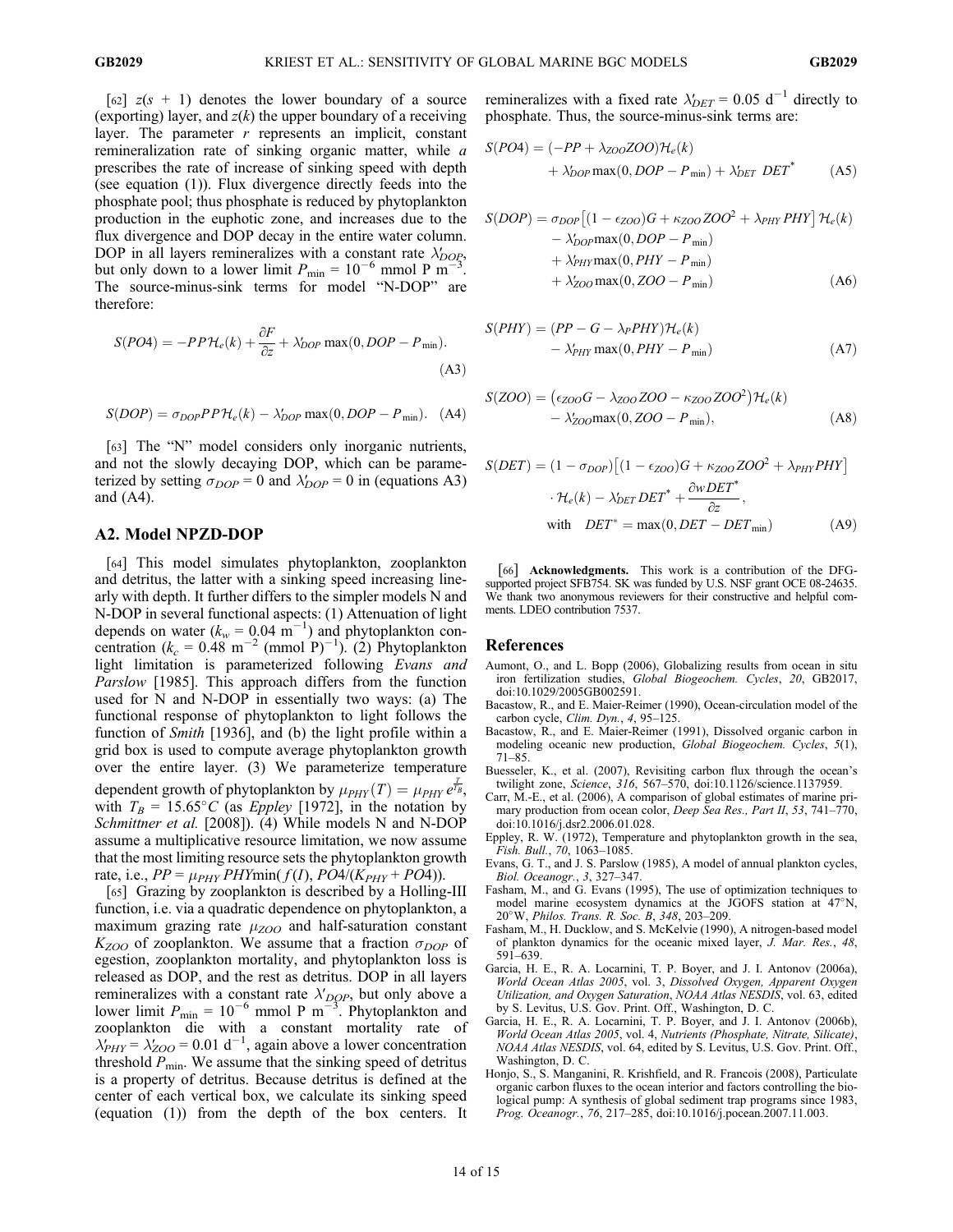[62] $z(s + 1)$ denotes the lower boundary of a source (exporting) layer, and $z(k)$ the upper boundary of a receiving layer. The parameter $r$ represents an implicit, constant remineralization rate of sinking organic matter, while $a$ prescribes the rate of increase of sinking speed with depth (see equation (1)). Flux divergence directly feeds into the phosphate pool; thus phosphate is reduced by phytoplankton production in the euphotic zone, and increases due to the flux divergence and DOP decay in the entire water column. DOP in all layers remineralizes with a constant rate $\lambda'_{DOP}$, but only down to a lower limit $P_{\min} = 10^{-6}$ mmol P m$^{-3}$. The source-minus-sink terms for model "N-DOP" are therefore:

$$S(PO4) = -PP\mathcal{H}_e(k) + \frac{\partial F}{\partial z} + \lambda'_{DOP}\max(0, DOP - P_{\min}). \tag{A3}$$

$$S(DOP) = \sigma_{DOP}PP\mathcal{H}_e(k) - \lambda'_{DOP}\max(0, DOP - P_{\min}). \tag{A4}$$

[63] The "N" model considers only inorganic nutrients, and not the slowly decaying DOP, which can be parameterized by setting $\sigma_{DOP} = 0$ and $\lambda'_{DOP} = 0$ in (equations A3) and (A4).

## A2. Model NPZD-DOP

[64] This model simulates phytoplankton, zooplankton and detritus, the latter with a sinking speed increasing linearly with depth. It further differs to the simpler models N and N-DOP in several functional aspects: (1) Attenuation of light depends on water ($k_w = 0.04$ m$^{-1}$) and phytoplankton concentration ($k_c = 0.48$ m$^{-2}$ (mmol P)$^{-1}$). (2) Phytoplankton light limitation is parameterized following *Evans and Parslow* [1985]. This approach differs from the function used for N and N-DOP in essentially two ways: (a) The functional response of phytoplankton to light follows the function of *Smith* [1936], and (b) the light profile within a grid box is used to compute average phytoplankton growth over the entire layer. (3) We parameterize temperature dependent growth of phytoplankton by $\mu_{PHY}(T) = \mu_{PHY}\, e^{\frac{T}{T_B}}$, with $T_B = 15.65°C$ (as *Eppley* [1972], in the notation by *Schmittner et al.* [2008]). (4) While models N and N-DOP assume a multiplicative resource limitation, we now assume that the most limiting resource sets the phytoplankton growth rate, i.e., $PP = \mu_{PHY}\, PHY \min(f(I), PO4/(K_{PHY} + PO4))$.

[65] Grazing by zooplankton is described by a Holling-III function, i.e. via a quadratic dependence on phytoplankton, a maximum grazing rate $\mu_{ZOO}$ and half-saturation constant $K_{ZOO}$ of zooplankton. We assume that a fraction $\sigma_{DOP}$ of egestion, zooplankton mortality, and phytoplankton loss is released as DOP, and the rest as detritus. DOP in all layers remineralizes with a constant rate $\lambda'_{DOP}$, but only above a lower limit $P_{\min} = 10^{-6}$ mmol P m$^{-3}$. Phytoplankton and zooplankton die with a constant mortality rate of $\lambda'_{PHY} = \lambda'_{ZOO} = 0.01$ d$^{-1}$, again above a lower concentration threshold $P_{\min}$. We assume that the sinking speed of detritus is a property of detritus. Because detritus is defined at the center of each vertical box, we calculate its sinking speed (equation (1)) from the depth of the box centers. It remineralizes with a fixed rate $\lambda'_{DET} = 0.05$ d$^{-1}$ directly to phosphate. Thus, the source-minus-sink terms are:

$$S(PO4) = (-PP + \lambda_{ZOO}ZOO)\mathcal{H}_e(k) + \lambda'_{DOP}\max(0, DOP - P_{\min}) + \lambda'_{DET}\ DET^* \tag{A5}$$

$$\begin{aligned} S(DOP) = {} & \sigma_{DOP}\left[(1 - \epsilon_{ZOO})G + \kappa_{ZOO}ZOO^2 + \lambda_{PHY}PHY\right]\mathcal{H}_e(k) \\ & - \lambda'_{DOP}\max(0, DOP - P_{\min}) \\ & + \lambda'_{PHY}\max(0, PHY - P_{\min}) \\ & + \lambda'_{ZOO}\max(0, ZOO - P_{\min}) \end{aligned} \tag{A6}$$

$$S(PHY) = (PP - G - \lambda_P PHY)\mathcal{H}_e(k) - \lambda'_{PHY}\max(0, PHY - P_{\min}) \tag{A7}$$

$$S(ZOO) = \left(\epsilon_{ZOO}G - \lambda_{ZOO}ZOO - \kappa_{ZOO}ZOO^2\right)\mathcal{H}_e(k) - \lambda'_{ZOO}\max(0, ZOO - P_{\min}), \tag{A8}$$

$$\begin{aligned} S(DET) = {} & (1 - \sigma_{DOP})\left[(1 - \epsilon_{ZOO})G + \kappa_{ZOO}ZOO^2 + \lambda_{PHY}PHY\right] \\ & \cdot \mathcal{H}_e(k) - \lambda_{DET}DET^* + \frac{\partial w DET^*}{\partial z}, \\ & \text{with} \quad DET^* = \max(0, DET - DET_{\min}) \end{aligned} \tag{A9}$$

[66] **Acknowledgments.** This work is a contribution of the DFG-supported project SFB754. SK was funded by U.S. NSF grant OCE 08-24635. We thank two anonymous reviewers for their constructive and helpful comments. LDEO contribution 7537.

## References

Aumont, O., and L. Bopp (2006), Globalizing results from ocean in situ iron fertilization studies, *Global Biogeochem. Cycles*, *20*, GB2017, doi:10.1029/2005GB002591.

Bacastow, R., and E. Maier-Reimer (1990), Ocean-circulation model of the carbon cycle, *Clim. Dyn.*, *4*, 95–125.

Bacastow, R., and E. Maier-Reimer (1991), Dissolved organic carbon in modeling oceanic new production, *Global Biogeochem. Cycles*, *5*(1), 71–85.

Buesseler, K., et al. (2007), Revisiting carbon flux through the ocean's twilight zone, *Science*, *316*, 567–570, doi:10.1126/science.1137959.

Carr, M.-E., et al. (2006), A comparison of global estimates of marine primary production from ocean color, *Deep Sea Res., Part II*, *53*, 741–770, doi:10.1016/j.dsr2.2006.01.028.

Eppley, R. W. (1972), Temperature and phytoplankton growth in the sea, *Fish. Bull.*, *70*, 1063–1085.

Evans, G. T., and J. S. Parslow (1985), A model of annual plankton cycles, *Biol. Oceanogr.*, *3*, 327–347.

Fasham, M., and G. Evans (1995), The use of optimization techniques to model marine ecosystem dynamics at the JGOFS station at 47°N, 20°W, *Philos. Trans. R. Soc. B*, *348*, 203–209.

Fasham, M., H. Ducklow, and S. McKelvie (1990), A nitrogen-based model of plankton dynamics for the oceanic mixed layer, *J. Mar. Res.*, *48*, 591–639.

Garcia, H. E., R. A. Locarnini, T. P. Boyer, and J. I. Antonov (2006a), *World Ocean Atlas 2005*, vol. 3, *Dissolved Oxygen, Apparent Oxygen Utilization, and Oxygen Saturation*, *NOAA Atlas NESDIS*, vol. 63, edited by S. Levitus, U.S. Gov. Print. Off., Washington, D. C.

Garcia, H. E., R. A. Locarnini, T. P. Boyer, and J. I. Antonov (2006b), *World Ocean Atlas 2005*, vol. 4, *Nutrients (Phosphate, Nitrate, Silicate)*, *NOAA Atlas NESDIS*, vol. 64, edited by S. Levitus, U.S. Gov. Print. Off., Washington, D. C.

Honjo, S., S. Manganini, R. Krishfield, and R. Francois (2008), Particulate organic carbon fluxes to the ocean interior and factors controlling the biological pump: A synthesis of global sediment trap programs since 1983, *Prog. Oceanogr.*, *76*, 217–285, doi:10.1016/j.pocean.2007.11.003.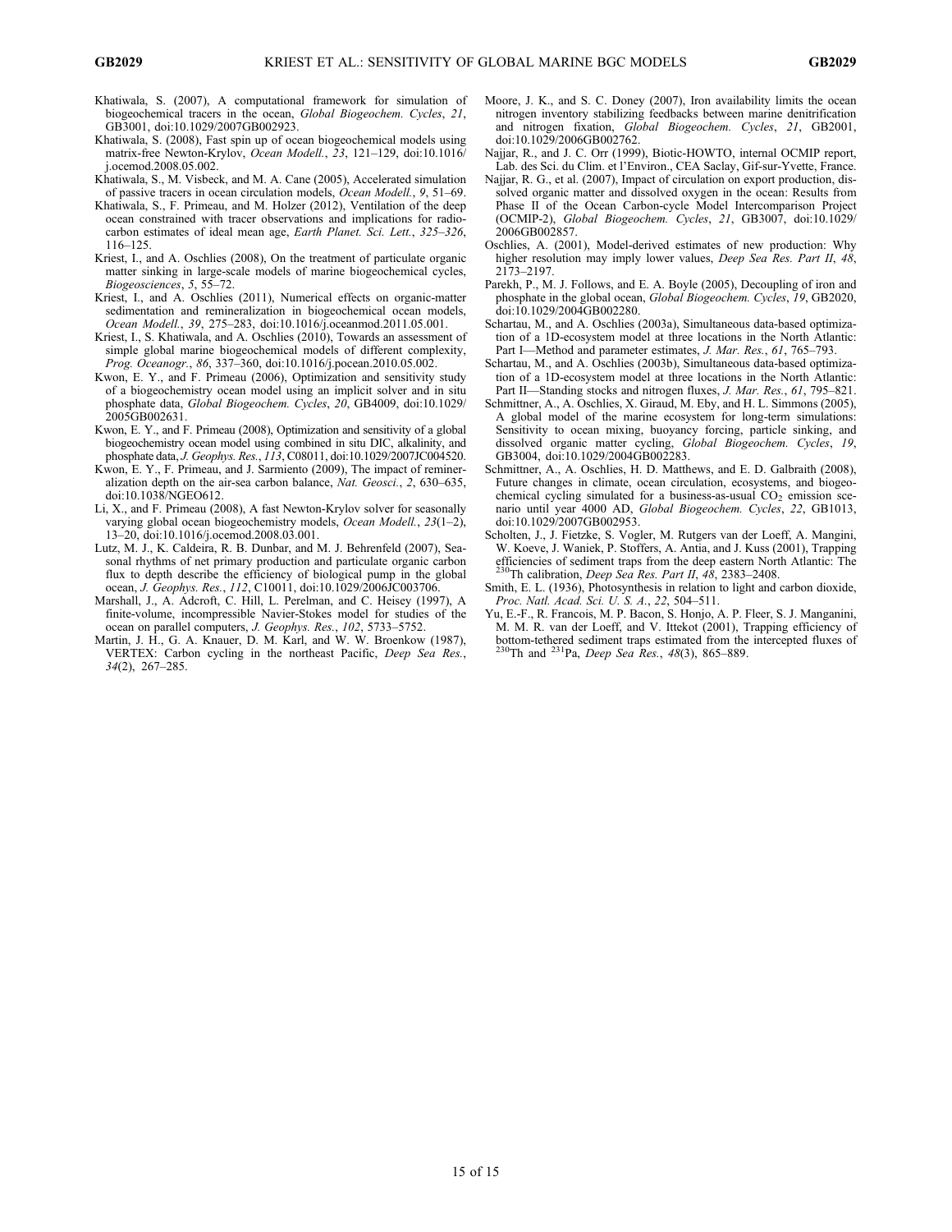Khatiwala, S. (2007), A computational framework for simulation of biogeochemical tracers in the ocean, *Global Biogeochem. Cycles*, *21*, GB3001, doi:10.1029/2007GB002923.

Khatiwala, S. (2008), Fast spin up of ocean biogeochemical models using matrix-free Newton-Krylov, *Ocean Modell.*, *23*, 121–129, doi:10.1016/j.ocemod.2008.05.002.

Khatiwala, S., M. Visbeck, and M. A. Cane (2005), Accelerated simulation of passive tracers in ocean circulation models, *Ocean Modell.*, *9*, 51–69.

Khatiwala, S., F. Primeau, and M. Holzer (2012), Ventilation of the deep ocean constrained with tracer observations and implications for radiocarbon estimates of ideal mean age, *Earth Planet. Sci. Lett.*, *325–326*, 116–125.

Kriest, I., and A. Oschlies (2008), On the treatment of particulate organic matter sinking in large-scale models of marine biogeochemical cycles, *Biogeosciences*, *5*, 55–72.

Kriest, I., and A. Oschlies (2011), Numerical effects on organic-matter sedimentation and remineralization in biogeochemical ocean models, *Ocean Modell.*, *39*, 275–283, doi:10.1016/j.oceanmod.2011.05.001.

Kriest, I., S. Khatiwala, and A. Oschlies (2010), Towards an assessment of simple global marine biogeochemical models of different complexity, *Prog. Oceanogr.*, *86*, 337–360, doi:10.1016/j.pocean.2010.05.002.

Kwon, E. Y., and F. Primeau (2006), Optimization and sensitivity study of a biogeochemistry ocean model using an implicit solver and in situ phosphate data, *Global Biogeochem. Cycles*, *20*, GB4009, doi:10.1029/2005GB002631.

Kwon, E. Y., and F. Primeau (2008), Optimization and sensitivity of a global biogeochemistry ocean model using combined in situ DIC, alkalinity, and phosphate data, *J. Geophys. Res.*, *113*, C08011, doi:10.1029/2007JC004520.

Kwon, E. Y., F. Primeau, and J. Sarmiento (2009), The impact of remineralization depth on the air-sea carbon balance, *Nat. Geosci.*, *2*, 630–635, doi:10.1038/NGEO612.

Li, X., and F. Primeau (2008), A fast Newton-Krylov solver for seasonally varying global ocean biogeochemistry models, *Ocean Modell.*, *23*(1–2), 13–20, doi:10.1016/j.ocemod.2008.03.001.

Lutz, M. J., K. Caldeira, R. B. Dunbar, and M. J. Behrenfeld (2007), Seasonal rhythms of net primary production and particulate organic carbon flux to depth describe the efficiency of biological pump in the global ocean, *J. Geophys. Res.*, *112*, C10011, doi:10.1029/2006JC003706.

Marshall, J., A. Adcroft, C. Hill, L. Perelman, and C. Heisey (1997), A finite-volume, incompressible Navier-Stokes model for studies of the ocean on parallel computers, *J. Geophys. Res.*, *102*, 5733–5752.

Martin, J. H., G. A. Knauer, D. M. Karl, and W. W. Broenkow (1987), VERTEX: Carbon cycling in the northeast Pacific, *Deep Sea Res.*, *34*(2), 267–285.

Moore, J. K., and S. C. Doney (2007), Iron availability limits the ocean nitrogen inventory stabilizing feedbacks between marine denitrification and nitrogen fixation, *Global Biogeochem. Cycles*, *21*, GB2001, doi:10.1029/2006GB002762.

Najjar, R., and J. C. Orr (1999), Biotic-HOWTO, internal OCMIP report, Lab. des Sci. du Clim. et l'Environ., CEA Saclay, Gif-sur-Yvette, France.

Najjar, R. G., et al. (2007), Impact of circulation on export production, dissolved organic matter and dissolved oxygen in the ocean: Results from Phase II of the Ocean Carbon-cycle Model Intercomparison Project (OCMIP-2), *Global Biogeochem. Cycles*, *21*, GB3007, doi:10.1029/2006GB002857.

Oschlies, A. (2001), Model-derived estimates of new production: Why higher resolution may imply lower values, *Deep Sea Res. Part II*, *48*, 2173–2197.

Parekh, P., M. J. Follows, and E. A. Boyle (2005), Decoupling of iron and phosphate in the global ocean, *Global Biogeochem. Cycles*, *19*, GB2020, doi:10.1029/2004GB002280.

Schartau, M., and A. Oschlies (2003a), Simultaneous data-based optimization of a 1D-ecosystem model at three locations in the North Atlantic: Part I—Method and parameter estimates, *J. Mar. Res.*, *61*, 765–793.

Schartau, M., and A. Oschlies (2003b), Simultaneous data-based optimization of a 1D-ecosystem model at three locations in the North Atlantic: Part II—Standing stocks and nitrogen fluxes, *J. Mar. Res.*, *61*, 795–821.

Schmittner, A., A. Oschlies, X. Giraud, M. Eby, and H. L. Simmons (2005), A global model of the marine ecosystem for long-term simulations: Sensitivity to ocean mixing, buoyancy forcing, particle sinking, and dissolved organic matter cycling, *Global Biogeochem. Cycles*, *19*, GB3004, doi:10.1029/2004GB002283.

Schmittner, A., A. Oschlies, H. D. Matthews, and E. D. Galbraith (2008), Future changes in climate, ocean circulation, ecosystems, and biogeochemical cycling simulated for a business-as-usual $CO_2$ emission scenario until year 4000 AD, *Global Biogeochem. Cycles*, *22*, GB1013, doi:10.1029/2007GB002953.

Scholten, J., J. Fietzke, S. Vogler, M. Rutgers van der Loeff, A. Mangini, W. Koeve, J. Waniek, P. Stoffers, A. Antia, and J. Kuss (2001), Trapping efficiencies of sediment traps from the deep eastern North Atlantic: The $^{230}$Th calibration, *Deep Sea Res. Part II*, *48*, 2383–2408.

Smith, E. L. (1936), Photosynthesis in relation to light and carbon dioxide, *Proc. Natl. Acad. Sci. U. S. A.*, *22*, 504–511.

Yu, E.-F., R. Francois, M. P. Bacon, S. Honjo, A. P. Fleer, S. J. Manganini, M. M. R. van der Loeff, and V. Ittekot (2001), Trapping efficiency of bottom-tethered sediment traps estimated from the intercepted fluxes of $^{230}$Th and $^{231}$Pa, *Deep Sea Res.*, *48*(3), 865–889.